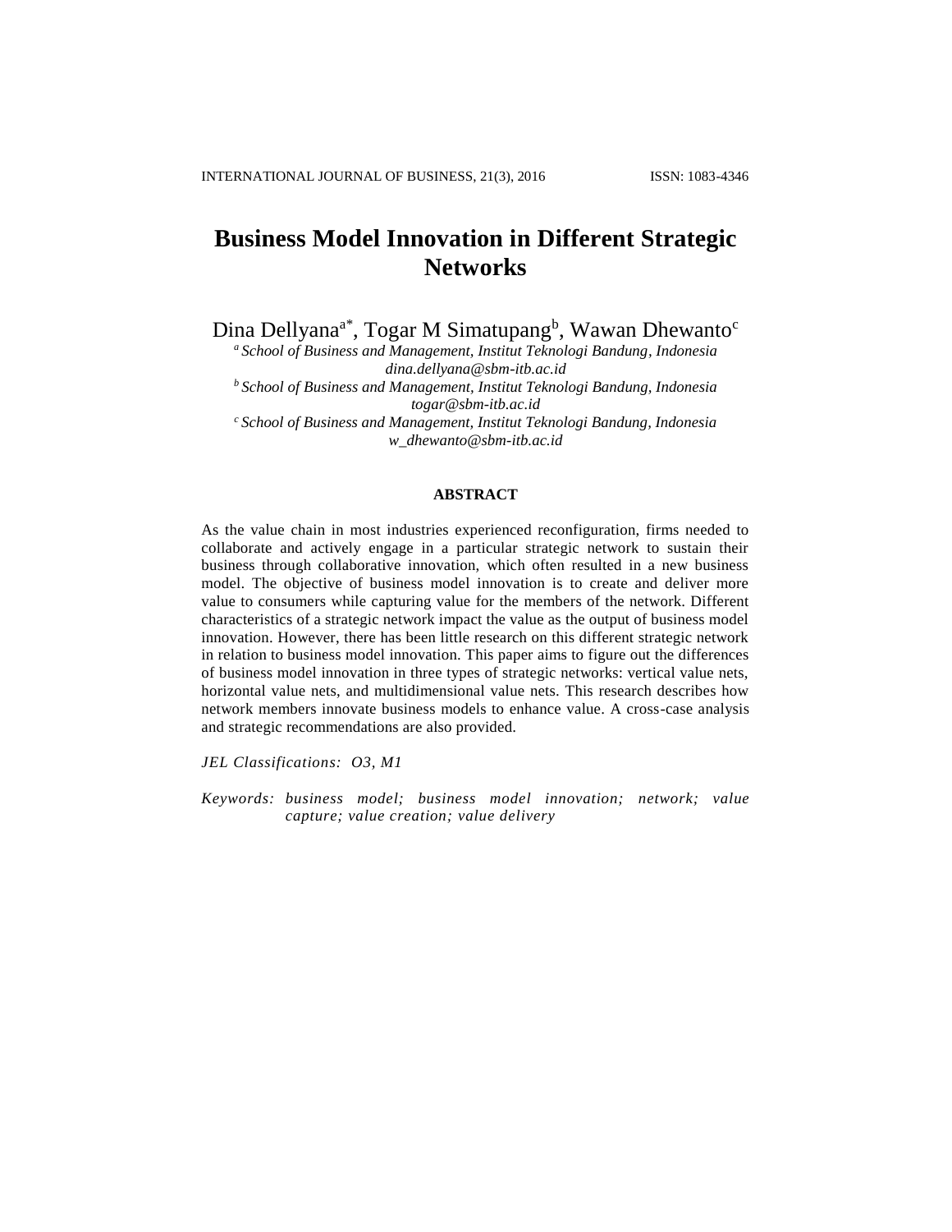# Business Model Innovation in Different Strategic Networks

Dina Dellyana[a*], Togar M Simatupang[b], Wawan Dhewanto[c]

[a] *School of Business and Management, Institut Teknologi Bandung, Indonesia*
*dina.dellyana@sbm-itb.ac.id*
[b] *School of Business and Management, Institut Teknologi Bandung, Indonesia*
*togar@sbm-itb.ac.id*
[c] *School of Business and Management, Institut Teknologi Bandung, Indonesia*
*w_dhewanto@sbm-itb.ac.id*

## ABSTRACT

As the value chain in most industries experienced reconfiguration, firms needed to collaborate and actively engage in a particular strategic network to sustain their business through collaborative innovation, which often resulted in a new business model. The objective of business model innovation is to create and deliver more value to consumers while capturing value for the members of the network. Different characteristics of a strategic network impact the value as the output of business model innovation. However, there has been little research on this different strategic network in relation to business model innovation. This paper aims to figure out the differences of business model innovation in three types of strategic networks: vertical value nets, horizontal value nets, and multidimensional value nets. This research describes how network members innovate business models to enhance value. A cross-case analysis and strategic recommendations are also provided.

*JEL Classifications: O3, M1*

*Keywords: business model; business model innovation; network; value capture; value creation; value delivery*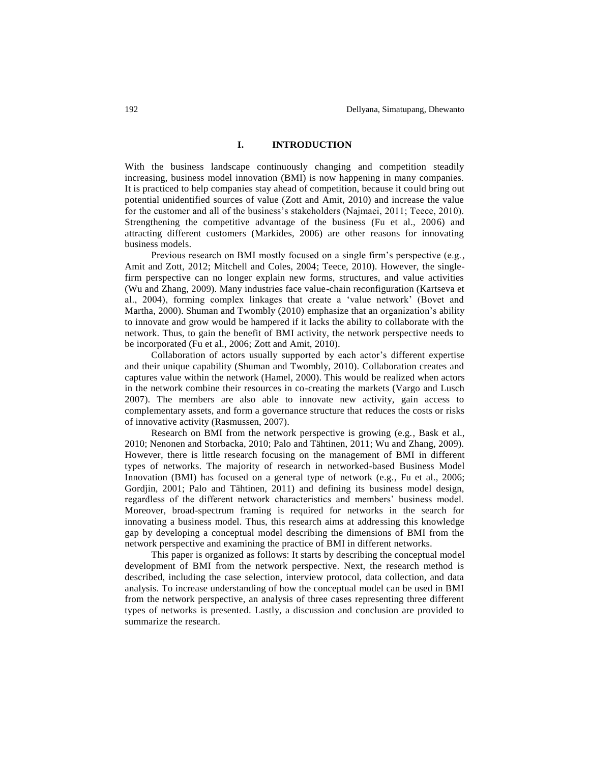# I. INTRODUCTION

With the business landscape continuously changing and competition steadily increasing, business model innovation (BMI) is now happening in many companies. It is practiced to help companies stay ahead of competition, because it could bring out potential unidentified sources of value (Zott and Amit, 2010) and increase the value for the customer and all of the business's stakeholders (Najmaei, 2011; Teece, 2010). Strengthening the competitive advantage of the business (Fu et al., 2006) and attracting different customers (Markides, 2006) are other reasons for innovating business models.

Previous research on BMI mostly focused on a single firm's perspective (e.g., Amit and Zott, 2012; Mitchell and Coles, 2004; Teece, 2010). However, the single-firm perspective can no longer explain new forms, structures, and value activities (Wu and Zhang, 2009). Many industries face value-chain reconfiguration (Kartseva et al., 2004), forming complex linkages that create a 'value network' (Bovet and Martha, 2000). Shuman and Twombly (2010) emphasize that an organization's ability to innovate and grow would be hampered if it lacks the ability to collaborate with the network. Thus, to gain the benefit of BMI activity, the network perspective needs to be incorporated (Fu et al., 2006; Zott and Amit, 2010).

Collaboration of actors usually supported by each actor's different expertise and their unique capability (Shuman and Twombly, 2010). Collaboration creates and captures value within the network (Hamel, 2000). This would be realized when actors in the network combine their resources in co-creating the markets (Vargo and Lusch 2007). The members are also able to innovate new activity, gain access to complementary assets, and form a governance structure that reduces the costs or risks of innovative activity (Rasmussen, 2007).

Research on BMI from the network perspective is growing (e.g., Bask et al., 2010; Nenonen and Storbacka, 2010; Palo and Tähtinen, 2011; Wu and Zhang, 2009). However, there is little research focusing on the management of BMI in different types of networks. The majority of research in networked-based Business Model Innovation (BMI) has focused on a general type of network (e.g., Fu et al., 2006; Gordjin, 2001; Palo and Tähtinen, 2011) and defining its business model design, regardless of the different network characteristics and members' business model. Moreover, broad-spectrum framing is required for networks in the search for innovating a business model. Thus, this research aims at addressing this knowledge gap by developing a conceptual model describing the dimensions of BMI from the network perspective and examining the practice of BMI in different networks.

This paper is organized as follows: It starts by describing the conceptual model development of BMI from the network perspective. Next, the research method is described, including the case selection, interview protocol, data collection, and data analysis. To increase understanding of how the conceptual model can be used in BMI from the network perspective, an analysis of three cases representing three different types of networks is presented. Lastly, a discussion and conclusion are provided to summarize the research.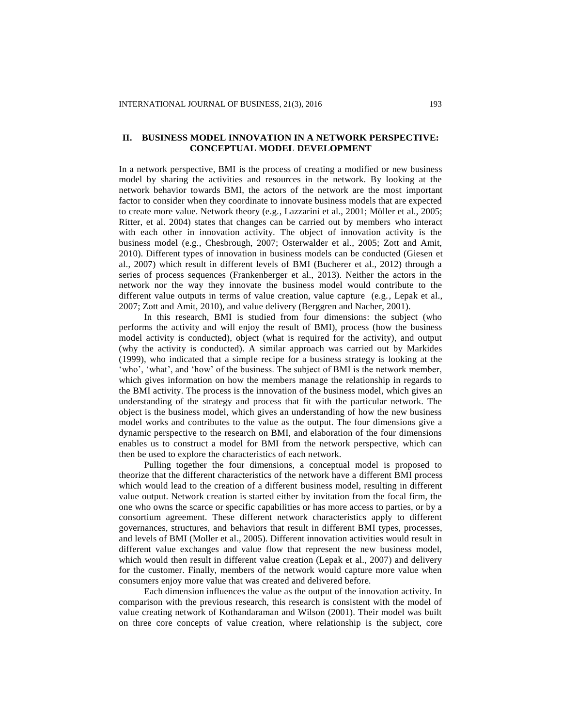## II. BUSINESS MODEL INNOVATION IN A NETWORK PERSPECTIVE: CONCEPTUAL MODEL DEVELOPMENT

In a network perspective, BMI is the process of creating a modified or new business model by sharing the activities and resources in the network. By looking at the network behavior towards BMI, the actors of the network are the most important factor to consider when they coordinate to innovate business models that are expected to create more value. Network theory (e.g., Lazzarini et al., 2001; Möller et al., 2005; Ritter, et al. 2004) states that changes can be carried out by members who interact with each other in innovation activity. The object of innovation activity is the business model (e.g., Chesbrough, 2007; Osterwalder et al., 2005; Zott and Amit, 2010). Different types of innovation in business models can be conducted (Giesen et al., 2007) which result in different levels of BMI (Bucherer et al., 2012) through a series of process sequences (Frankenberger et al., 2013). Neither the actors in the network nor the way they innovate the business model would contribute to the different value outputs in terms of value creation, value capture (e.g., Lepak et al., 2007; Zott and Amit, 2010), and value delivery (Berggren and Nacher, 2001).

In this research, BMI is studied from four dimensions: the subject (who performs the activity and will enjoy the result of BMI), process (how the business model activity is conducted), object (what is required for the activity), and output (why the activity is conducted). A similar approach was carried out by Markides (1999), who indicated that a simple recipe for a business strategy is looking at the 'who', 'what', and 'how' of the business. The subject of BMI is the network member, which gives information on how the members manage the relationship in regards to the BMI activity. The process is the innovation of the business model, which gives an understanding of the strategy and process that fit with the particular network. The object is the business model, which gives an understanding of how the new business model works and contributes to the value as the output. The four dimensions give a dynamic perspective to the research on BMI, and elaboration of the four dimensions enables us to construct a model for BMI from the network perspective, which can then be used to explore the characteristics of each network.

Pulling together the four dimensions, a conceptual model is proposed to theorize that the different characteristics of the network have a different BMI process which would lead to the creation of a different business model, resulting in different value output. Network creation is started either by invitation from the focal firm, the one who owns the scarce or specific capabilities or has more access to parties, or by a consortium agreement. These different network characteristics apply to different governances, structures, and behaviors that result in different BMI types, processes, and levels of BMI (Moller et al., 2005). Different innovation activities would result in different value exchanges and value flow that represent the new business model, which would then result in different value creation (Lepak et al., 2007) and delivery for the customer. Finally, members of the network would capture more value when consumers enjoy more value that was created and delivered before.

Each dimension influences the value as the output of the innovation activity. In comparison with the previous research, this research is consistent with the model of value creating network of Kothandaraman and Wilson (2001). Their model was built on three core concepts of value creation, where relationship is the subject, core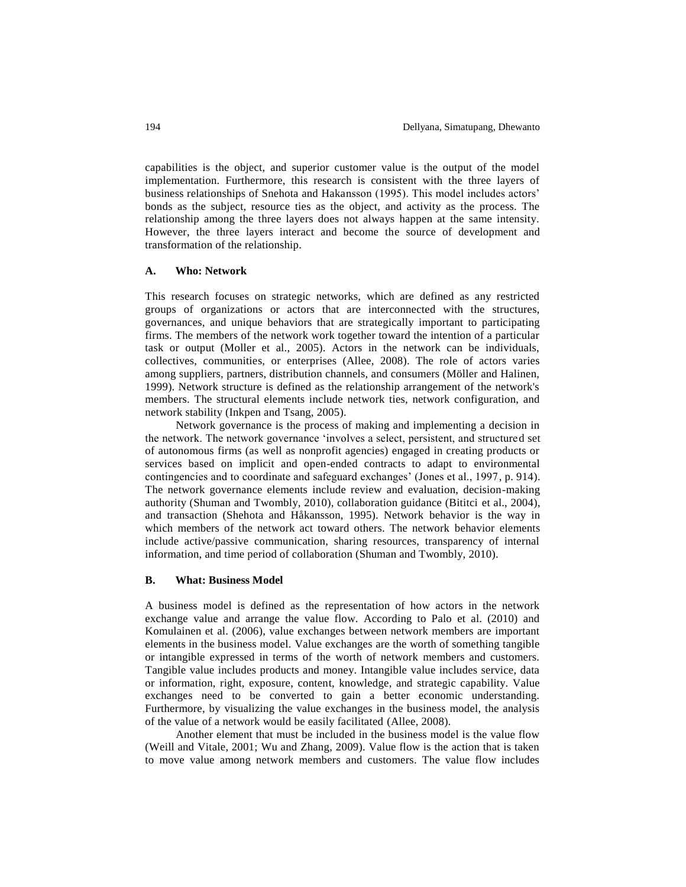capabilities is the object, and superior customer value is the output of the model implementation. Furthermore, this research is consistent with the three layers of business relationships of Snehota and Hakansson (1995). This model includes actors' bonds as the subject, resource ties as the object, and activity as the process. The relationship among the three layers does not always happen at the same intensity. However, the three layers interact and become the source of development and transformation of the relationship.

### A. Who: Network

This research focuses on strategic networks, which are defined as any restricted groups of organizations or actors that are interconnected with the structures, governances, and unique behaviors that are strategically important to participating firms. The members of the network work together toward the intention of a particular task or output (Moller et al., 2005). Actors in the network can be individuals, collectives, communities, or enterprises (Allee, 2008). The role of actors varies among suppliers, partners, distribution channels, and consumers (Möller and Halinen, 1999). Network structure is defined as the relationship arrangement of the network's members. The structural elements include network ties, network configuration, and network stability (Inkpen and Tsang, 2005).

Network governance is the process of making and implementing a decision in the network. The network governance 'involves a select, persistent, and structured set of autonomous firms (as well as nonprofit agencies) engaged in creating products or services based on implicit and open-ended contracts to adapt to environmental contingencies and to coordinate and safeguard exchanges' (Jones et al., 1997, p. 914). The network governance elements include review and evaluation, decision-making authority (Shuman and Twombly, 2010), collaboration guidance (Bititci et al., 2004), and transaction (Shehota and Håkansson, 1995). Network behavior is the way in which members of the network act toward others. The network behavior elements include active/passive communication, sharing resources, transparency of internal information, and time period of collaboration (Shuman and Twombly, 2010).

### B. What: Business Model

A business model is defined as the representation of how actors in the network exchange value and arrange the value flow. According to Palo et al. (2010) and Komulainen et al. (2006), value exchanges between network members are important elements in the business model. Value exchanges are the worth of something tangible or intangible expressed in terms of the worth of network members and customers. Tangible value includes products and money. Intangible value includes service, data or information, right, exposure, content, knowledge, and strategic capability. Value exchanges need to be converted to gain a better economic understanding. Furthermore, by visualizing the value exchanges in the business model, the analysis of the value of a network would be easily facilitated (Allee, 2008).

Another element that must be included in the business model is the value flow (Weill and Vitale, 2001; Wu and Zhang, 2009). Value flow is the action that is taken to move value among network members and customers. The value flow includes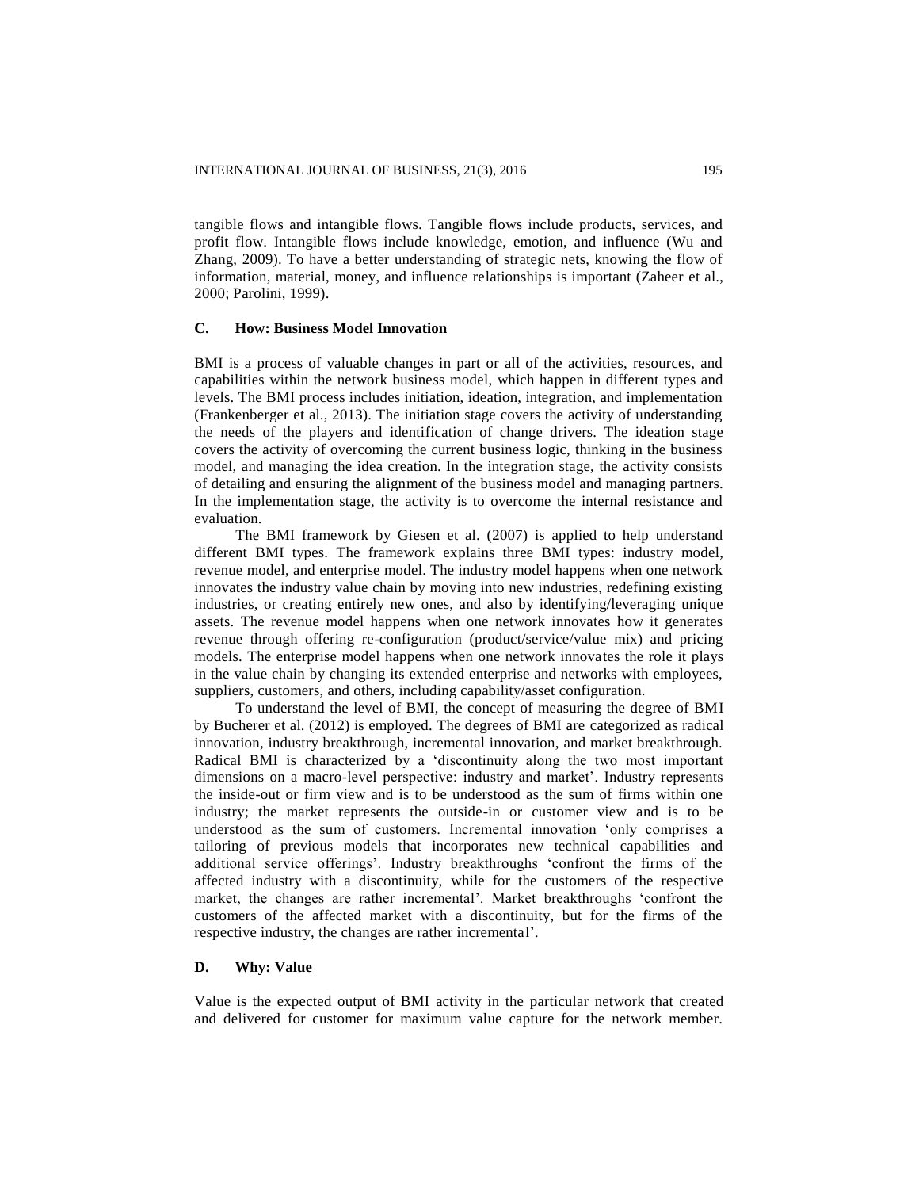tangible flows and intangible flows. Tangible flows include products, services, and profit flow. Intangible flows include knowledge, emotion, and influence (Wu and Zhang, 2009). To have a better understanding of strategic nets, knowing the flow of information, material, money, and influence relationships is important (Zaheer et al., 2000; Parolini, 1999).

### C. How: Business Model Innovation

BMI is a process of valuable changes in part or all of the activities, resources, and capabilities within the network business model, which happen in different types and levels. The BMI process includes initiation, ideation, integration, and implementation (Frankenberger et al., 2013). The initiation stage covers the activity of understanding the needs of the players and identification of change drivers. The ideation stage covers the activity of overcoming the current business logic, thinking in the business model, and managing the idea creation. In the integration stage, the activity consists of detailing and ensuring the alignment of the business model and managing partners. In the implementation stage, the activity is to overcome the internal resistance and evaluation.

The BMI framework by Giesen et al. (2007) is applied to help understand different BMI types. The framework explains three BMI types: industry model, revenue model, and enterprise model. The industry model happens when one network innovates the industry value chain by moving into new industries, redefining existing industries, or creating entirely new ones, and also by identifying/leveraging unique assets. The revenue model happens when one network innovates how it generates revenue through offering re-configuration (product/service/value mix) and pricing models. The enterprise model happens when one network innovates the role it plays in the value chain by changing its extended enterprise and networks with employees, suppliers, customers, and others, including capability/asset configuration.

To understand the level of BMI, the concept of measuring the degree of BMI by Bucherer et al. (2012) is employed. The degrees of BMI are categorized as radical innovation, industry breakthrough, incremental innovation, and market breakthrough. Radical BMI is characterized by a 'discontinuity along the two most important dimensions on a macro-level perspective: industry and market'. Industry represents the inside-out or firm view and is to be understood as the sum of firms within one industry; the market represents the outside-in or customer view and is to be understood as the sum of customers. Incremental innovation 'only comprises a tailoring of previous models that incorporates new technical capabilities and additional service offerings'. Industry breakthroughs 'confront the firms of the affected industry with a discontinuity, while for the customers of the respective market, the changes are rather incremental'. Market breakthroughs 'confront the customers of the affected market with a discontinuity, but for the firms of the respective industry, the changes are rather incremental'.

### D. Why: Value

Value is the expected output of BMI activity in the particular network that created and delivered for customer for maximum value capture for the network member.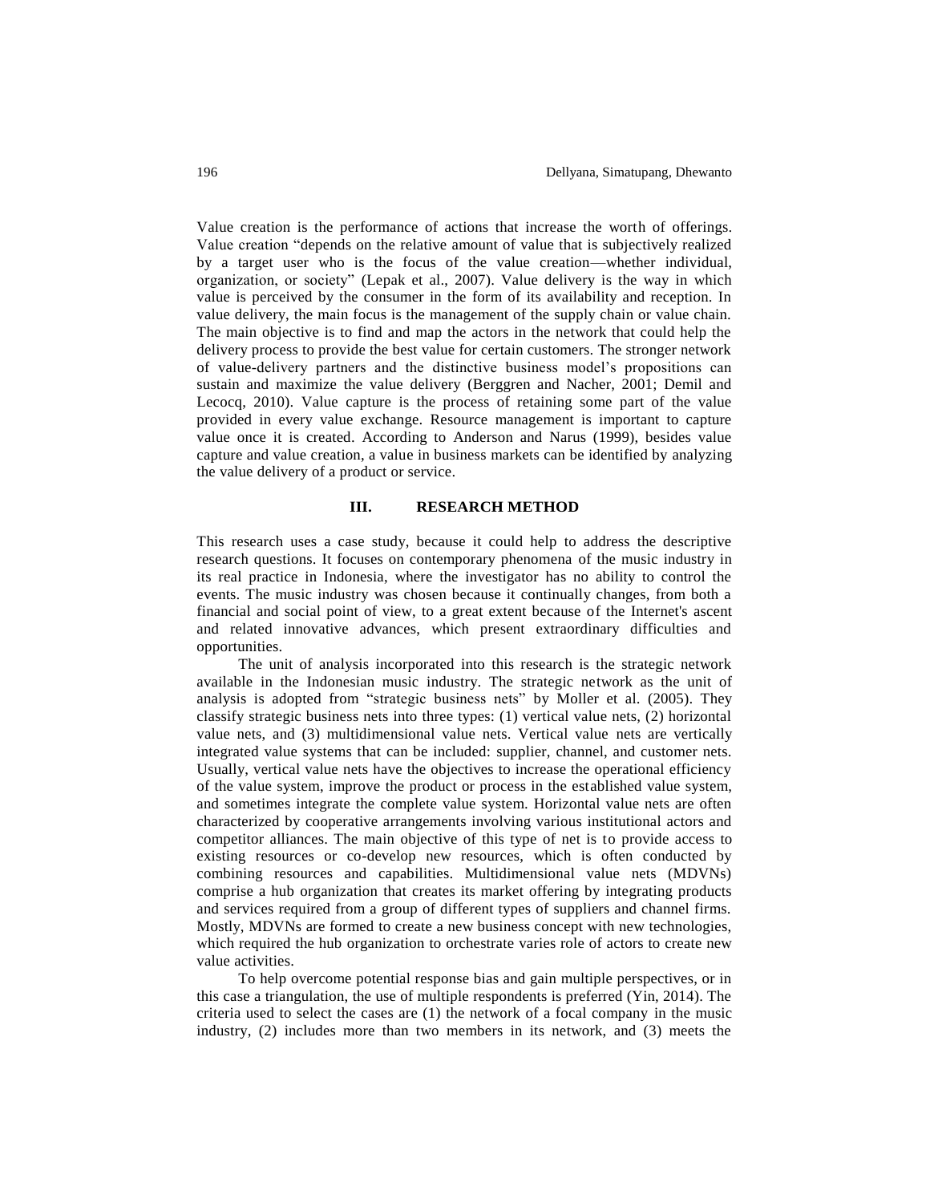Value creation is the performance of actions that increase the worth of offerings. Value creation "depends on the relative amount of value that is subjectively realized by a target user who is the focus of the value creation—whether individual, organization, or society" (Lepak et al., 2007). Value delivery is the way in which value is perceived by the consumer in the form of its availability and reception. In value delivery, the main focus is the management of the supply chain or value chain. The main objective is to find and map the actors in the network that could help the delivery process to provide the best value for certain customers. The stronger network of value-delivery partners and the distinctive business model's propositions can sustain and maximize the value delivery (Berggren and Nacher, 2001; Demil and Lecocq, 2010). Value capture is the process of retaining some part of the value provided in every value exchange. Resource management is important to capture value once it is created. According to Anderson and Narus (1999), besides value capture and value creation, a value in business markets can be identified by analyzing the value delivery of a product or service.

## III. RESEARCH METHOD

This research uses a case study, because it could help to address the descriptive research questions. It focuses on contemporary phenomena of the music industry in its real practice in Indonesia, where the investigator has no ability to control the events. The music industry was chosen because it continually changes, from both a financial and social point of view, to a great extent because of the Internet's ascent and related innovative advances, which present extraordinary difficulties and opportunities.

The unit of analysis incorporated into this research is the strategic network available in the Indonesian music industry. The strategic network as the unit of analysis is adopted from "strategic business nets" by Moller et al. (2005). They classify strategic business nets into three types: (1) vertical value nets, (2) horizontal value nets, and (3) multidimensional value nets. Vertical value nets are vertically integrated value systems that can be included: supplier, channel, and customer nets. Usually, vertical value nets have the objectives to increase the operational efficiency of the value system, improve the product or process in the established value system, and sometimes integrate the complete value system. Horizontal value nets are often characterized by cooperative arrangements involving various institutional actors and competitor alliances. The main objective of this type of net is to provide access to existing resources or co-develop new resources, which is often conducted by combining resources and capabilities. Multidimensional value nets (MDVNs) comprise a hub organization that creates its market offering by integrating products and services required from a group of different types of suppliers and channel firms. Mostly, MDVNs are formed to create a new business concept with new technologies, which required the hub organization to orchestrate varies role of actors to create new value activities.

To help overcome potential response bias and gain multiple perspectives, or in this case a triangulation, the use of multiple respondents is preferred (Yin, 2014). The criteria used to select the cases are (1) the network of a focal company in the music industry, (2) includes more than two members in its network, and (3) meets the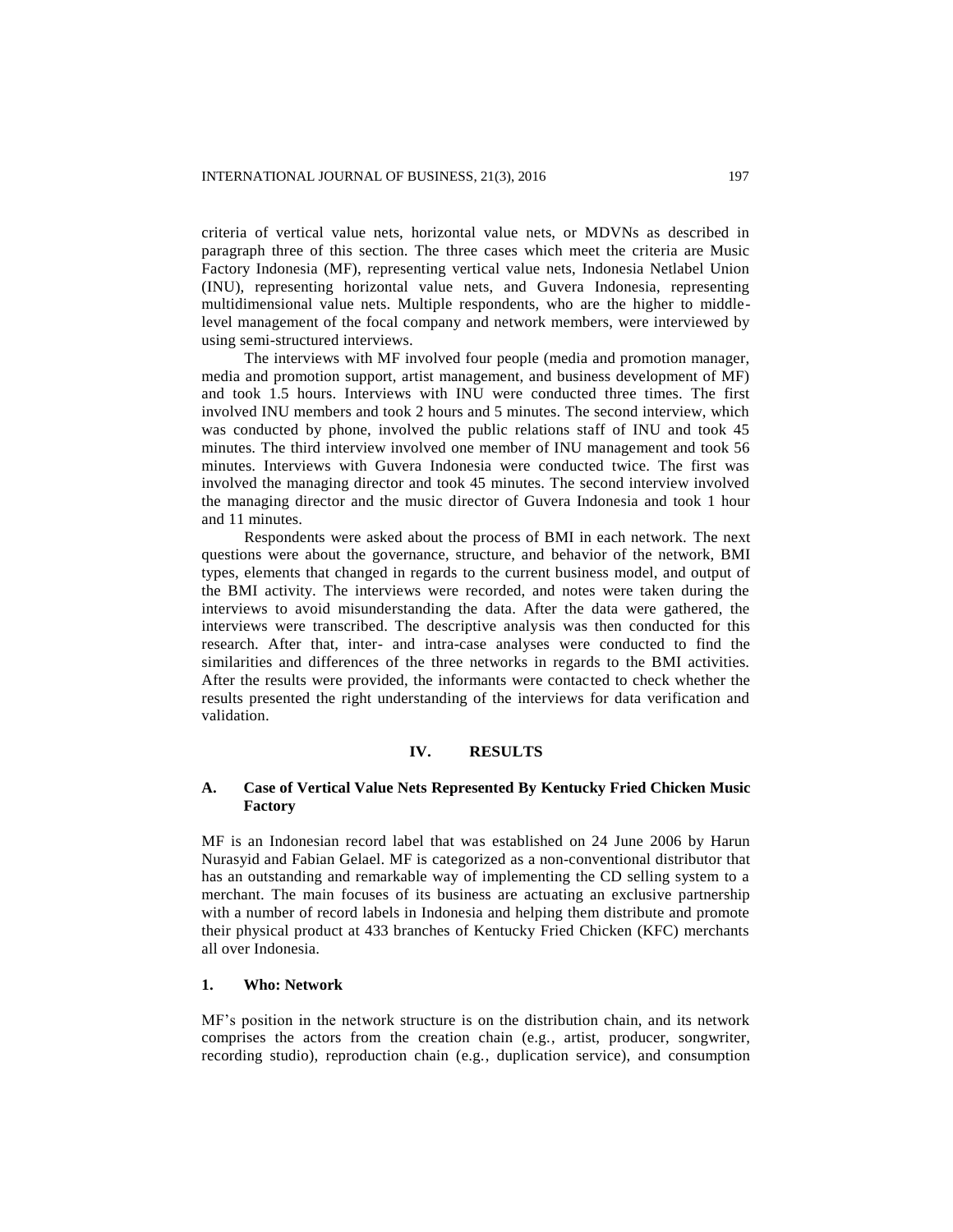criteria of vertical value nets, horizontal value nets, or MDVNs as described in paragraph three of this section. The three cases which meet the criteria are Music Factory Indonesia (MF), representing vertical value nets, Indonesia Netlabel Union (INU), representing horizontal value nets, and Guvera Indonesia, representing multidimensional value nets. Multiple respondents, who are the higher to middle-level management of the focal company and network members, were interviewed by using semi-structured interviews.

The interviews with MF involved four people (media and promotion manager, media and promotion support, artist management, and business development of MF) and took 1.5 hours. Interviews with INU were conducted three times. The first involved INU members and took 2 hours and 5 minutes. The second interview, which was conducted by phone, involved the public relations staff of INU and took 45 minutes. The third interview involved one member of INU management and took 56 minutes. Interviews with Guvera Indonesia were conducted twice. The first was involved the managing director and took 45 minutes. The second interview involved the managing director and the music director of Guvera Indonesia and took 1 hour and 11 minutes.

Respondents were asked about the process of BMI in each network. The next questions were about the governance, structure, and behavior of the network, BMI types, elements that changed in regards to the current business model, and output of the BMI activity. The interviews were recorded, and notes were taken during the interviews to avoid misunderstanding the data. After the data were gathered, the interviews were transcribed. The descriptive analysis was then conducted for this research. After that, inter- and intra-case analyses were conducted to find the similarities and differences of the three networks in regards to the BMI activities. After the results were provided, the informants were contacted to check whether the results presented the right understanding of the interviews for data verification and validation.

## IV. RESULTS

### A. Case of Vertical Value Nets Represented By Kentucky Fried Chicken Music Factory

MF is an Indonesian record label that was established on 24 June 2006 by Harun Nurasyid and Fabian Gelael. MF is categorized as a non-conventional distributor that has an outstanding and remarkable way of implementing the CD selling system to a merchant. The main focuses of its business are actuating an exclusive partnership with a number of record labels in Indonesia and helping them distribute and promote their physical product at 433 branches of Kentucky Fried Chicken (KFC) merchants all over Indonesia.

#### 1. Who: Network

MF's position in the network structure is on the distribution chain, and its network comprises the actors from the creation chain (e.g., artist, producer, songwriter, recording studio), reproduction chain (e.g., duplication service), and consumption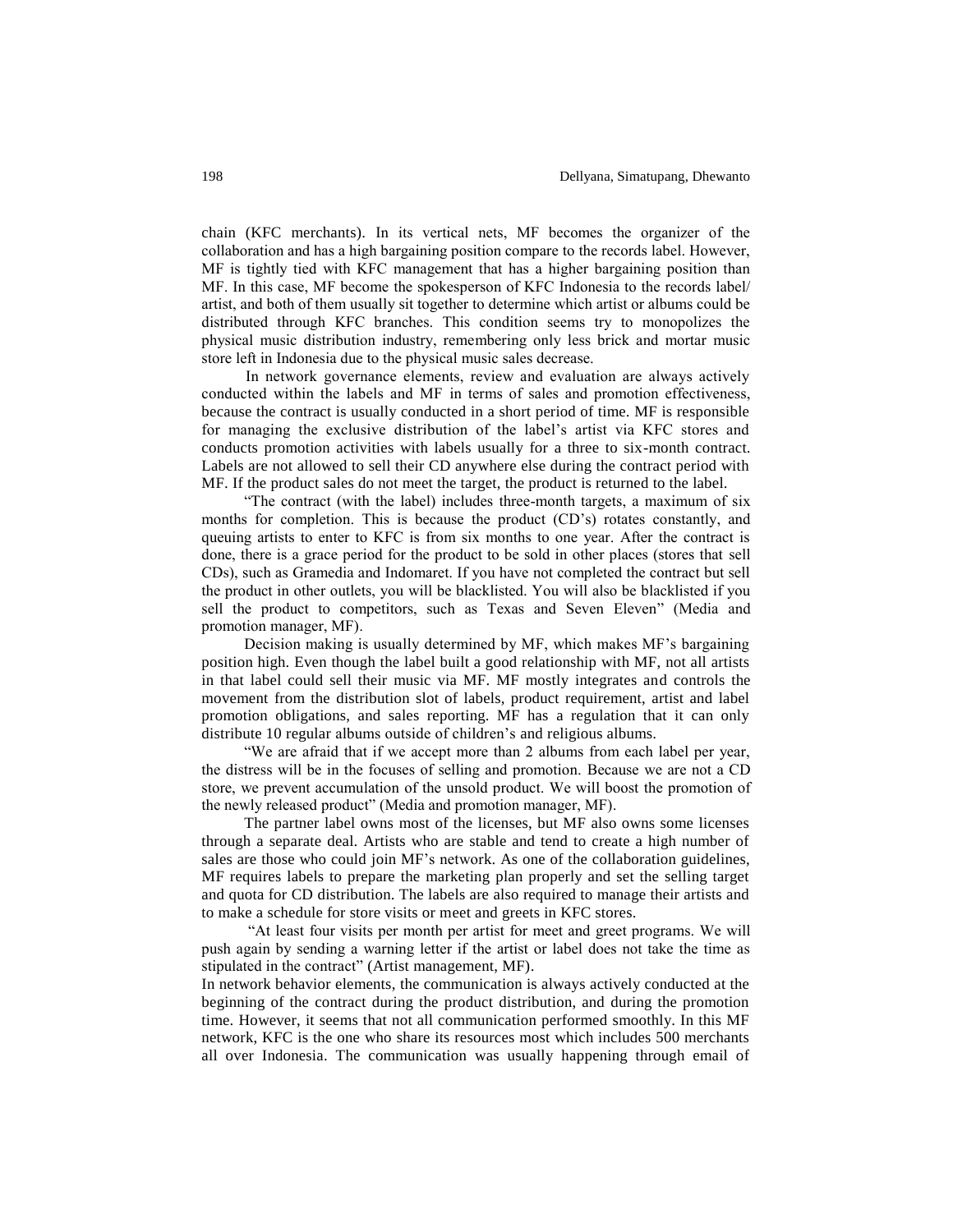chain (KFC merchants). In its vertical nets, MF becomes the organizer of the collaboration and has a high bargaining position compare to the records label. However, MF is tightly tied with KFC management that has a higher bargaining position than MF. In this case, MF become the spokesperson of KFC Indonesia to the records label/ artist, and both of them usually sit together to determine which artist or albums could be distributed through KFC branches. This condition seems try to monopolizes the physical music distribution industry, remembering only less brick and mortar music store left in Indonesia due to the physical music sales decrease.

In network governance elements, review and evaluation are always actively conducted within the labels and MF in terms of sales and promotion effectiveness, because the contract is usually conducted in a short period of time. MF is responsible for managing the exclusive distribution of the label's artist via KFC stores and conducts promotion activities with labels usually for a three to six-month contract. Labels are not allowed to sell their CD anywhere else during the contract period with MF. If the product sales do not meet the target, the product is returned to the label.

"The contract (with the label) includes three-month targets, a maximum of six months for completion. This is because the product (CD's) rotates constantly, and queuing artists to enter to KFC is from six months to one year. After the contract is done, there is a grace period for the product to be sold in other places (stores that sell CDs), such as Gramedia and Indomaret. If you have not completed the contract but sell the product in other outlets, you will be blacklisted. You will also be blacklisted if you sell the product to competitors, such as Texas and Seven Eleven" (Media and promotion manager, MF).

Decision making is usually determined by MF, which makes MF's bargaining position high. Even though the label built a good relationship with MF, not all artists in that label could sell their music via MF. MF mostly integrates and controls the movement from the distribution slot of labels, product requirement, artist and label promotion obligations, and sales reporting. MF has a regulation that it can only distribute 10 regular albums outside of children's and religious albums.

"We are afraid that if we accept more than 2 albums from each label per year, the distress will be in the focuses of selling and promotion. Because we are not a CD store, we prevent accumulation of the unsold product. We will boost the promotion of the newly released product" (Media and promotion manager, MF).

The partner label owns most of the licenses, but MF also owns some licenses through a separate deal. Artists who are stable and tend to create a high number of sales are those who could join MF's network. As one of the collaboration guidelines, MF requires labels to prepare the marketing plan properly and set the selling target and quota for CD distribution. The labels are also required to manage their artists and to make a schedule for store visits or meet and greets in KFC stores.

"At least four visits per month per artist for meet and greet programs. We will push again by sending a warning letter if the artist or label does not take the time as stipulated in the contract" (Artist management, MF).

In network behavior elements, the communication is always actively conducted at the beginning of the contract during the product distribution, and during the promotion time. However, it seems that not all communication performed smoothly. In this MF network, KFC is the one who share its resources most which includes 500 merchants all over Indonesia. The communication was usually happening through email of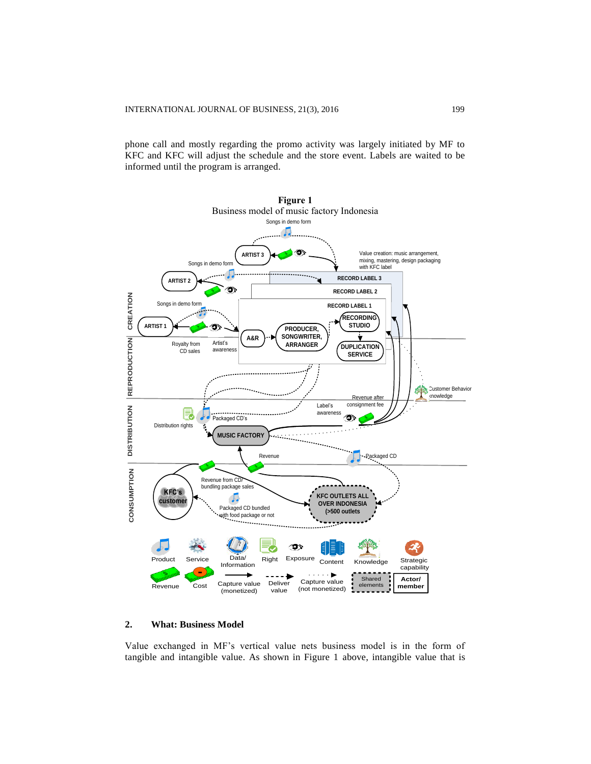phone call and mostly regarding the promo activity was largely initiated by MF to KFC and KFC will adjust the schedule and the store event. Labels are waited to be informed until the program is arranged.

**Figure 1**

Business model of music factory Indonesia

## 2. What: Business Model

Value exchanged in MF's vertical value nets business model is in the form of tangible and intangible value. As shown in Figure 1 above, intangible value that is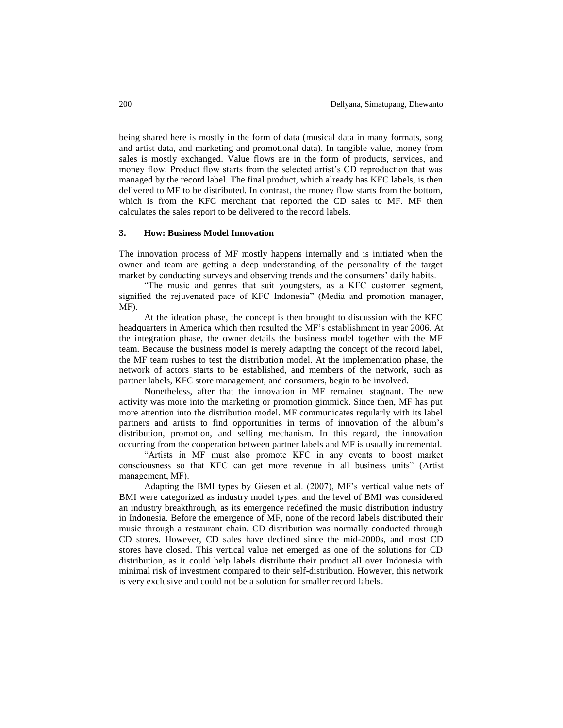being shared here is mostly in the form of data (musical data in many formats, song and artist data, and marketing and promotional data). In tangible value, money from sales is mostly exchanged. Value flows are in the form of products, services, and money flow. Product flow starts from the selected artist's CD reproduction that was managed by the record label. The final product, which already has KFC labels, is then delivered to MF to be distributed. In contrast, the money flow starts from the bottom, which is from the KFC merchant that reported the CD sales to MF. MF then calculates the sales report to be delivered to the record labels.

### 3. How: Business Model Innovation

The innovation process of MF mostly happens internally and is initiated when the owner and team are getting a deep understanding of the personality of the target market by conducting surveys and observing trends and the consumers' daily habits.

"The music and genres that suit youngsters, as a KFC customer segment, signified the rejuvenated pace of KFC Indonesia" (Media and promotion manager, MF).

At the ideation phase, the concept is then brought to discussion with the KFC headquarters in America which then resulted the MF's establishment in year 2006. At the integration phase, the owner details the business model together with the MF team. Because the business model is merely adapting the concept of the record label, the MF team rushes to test the distribution model. At the implementation phase, the network of actors starts to be established, and members of the network, such as partner labels, KFC store management, and consumers, begin to be involved.

Nonetheless, after that the innovation in MF remained stagnant. The new activity was more into the marketing or promotion gimmick. Since then, MF has put more attention into the distribution model. MF communicates regularly with its label partners and artists to find opportunities in terms of innovation of the album's distribution, promotion, and selling mechanism. In this regard, the innovation occurring from the cooperation between partner labels and MF is usually incremental.

"Artists in MF must also promote KFC in any events to boost market consciousness so that KFC can get more revenue in all business units" (Artist management, MF).

Adapting the BMI types by Giesen et al. (2007), MF's vertical value nets of BMI were categorized as industry model types, and the level of BMI was considered an industry breakthrough, as its emergence redefined the music distribution industry in Indonesia. Before the emergence of MF, none of the record labels distributed their music through a restaurant chain. CD distribution was normally conducted through CD stores. However, CD sales have declined since the mid-2000s, and most CD stores have closed. This vertical value net emerged as one of the solutions for CD distribution, as it could help labels distribute their product all over Indonesia with minimal risk of investment compared to their self-distribution. However, this network is very exclusive and could not be a solution for smaller record labels.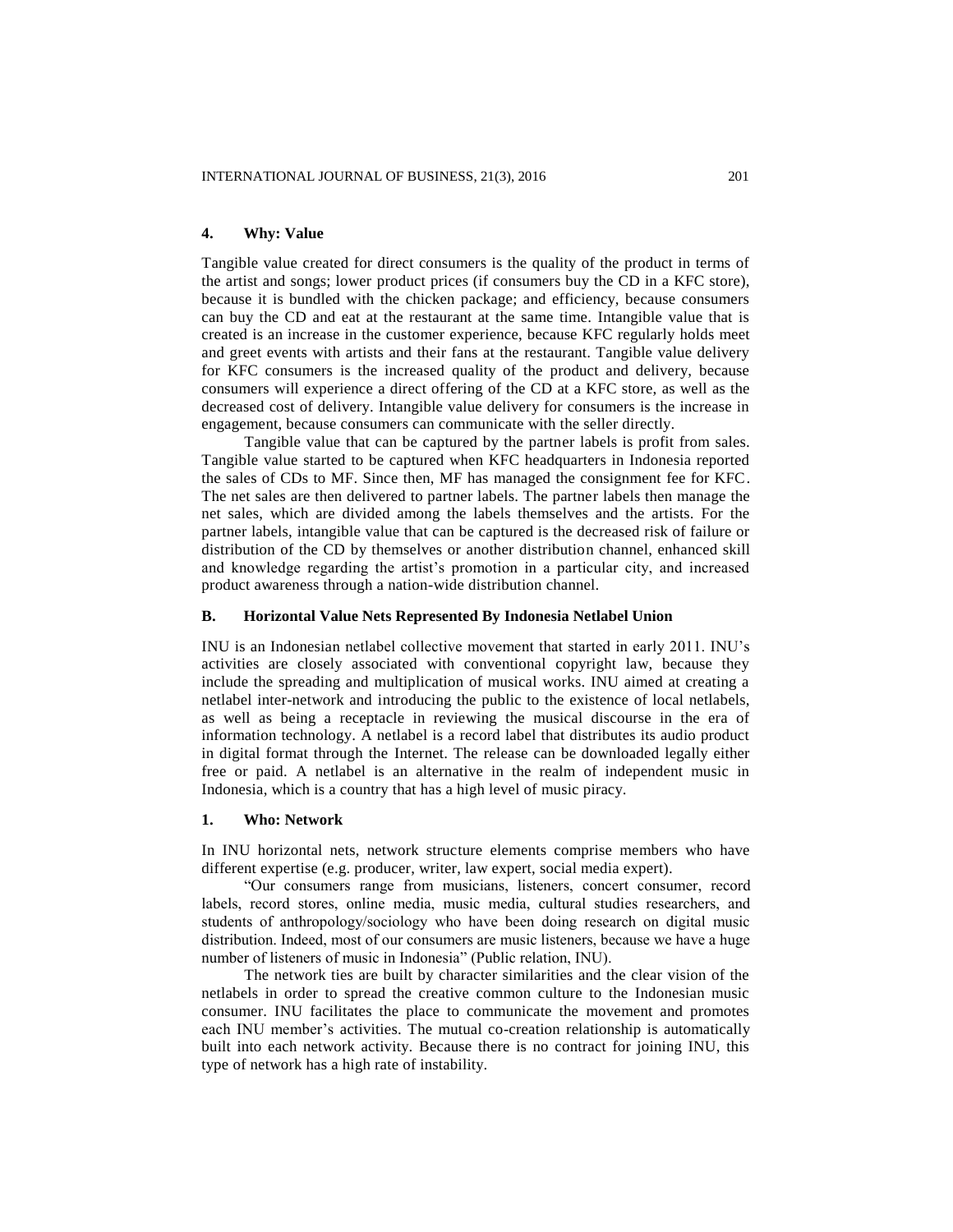#### 4. Why: Value

Tangible value created for direct consumers is the quality of the product in terms of the artist and songs; lower product prices (if consumers buy the CD in a KFC store), because it is bundled with the chicken package; and efficiency, because consumers can buy the CD and eat at the restaurant at the same time. Intangible value that is created is an increase in the customer experience, because KFC regularly holds meet and greet events with artists and their fans at the restaurant. Tangible value delivery for KFC consumers is the increased quality of the product and delivery, because consumers will experience a direct offering of the CD at a KFC store, as well as the decreased cost of delivery. Intangible value delivery for consumers is the increase in engagement, because consumers can communicate with the seller directly.

Tangible value that can be captured by the partner labels is profit from sales. Tangible value started to be captured when KFC headquarters in Indonesia reported the sales of CDs to MF. Since then, MF has managed the consignment fee for KFC. The net sales are then delivered to partner labels. The partner labels then manage the net sales, which are divided among the labels themselves and the artists. For the partner labels, intangible value that can be captured is the decreased risk of failure or distribution of the CD by themselves or another distribution channel, enhanced skill and knowledge regarding the artist's promotion in a particular city, and increased product awareness through a nation-wide distribution channel.

### B. Horizontal Value Nets Represented By Indonesia Netlabel Union

INU is an Indonesian netlabel collective movement that started in early 2011. INU's activities are closely associated with conventional copyright law, because they include the spreading and multiplication of musical works. INU aimed at creating a netlabel inter-network and introducing the public to the existence of local netlabels, as well as being a receptacle in reviewing the musical discourse in the era of information technology. A netlabel is a record label that distributes its audio product in digital format through the Internet. The release can be downloaded legally either free or paid. A netlabel is an alternative in the realm of independent music in Indonesia, which is a country that has a high level of music piracy.

#### 1. Who: Network

In INU horizontal nets, network structure elements comprise members who have different expertise (e.g. producer, writer, law expert, social media expert).

"Our consumers range from musicians, listeners, concert consumer, record labels, record stores, online media, music media, cultural studies researchers, and students of anthropology/sociology who have been doing research on digital music distribution. Indeed, most of our consumers are music listeners, because we have a huge number of listeners of music in Indonesia" (Public relation, INU).

The network ties are built by character similarities and the clear vision of the netlabels in order to spread the creative common culture to the Indonesian music consumer. INU facilitates the place to communicate the movement and promotes each INU member's activities. The mutual co-creation relationship is automatically built into each network activity. Because there is no contract for joining INU, this type of network has a high rate of instability.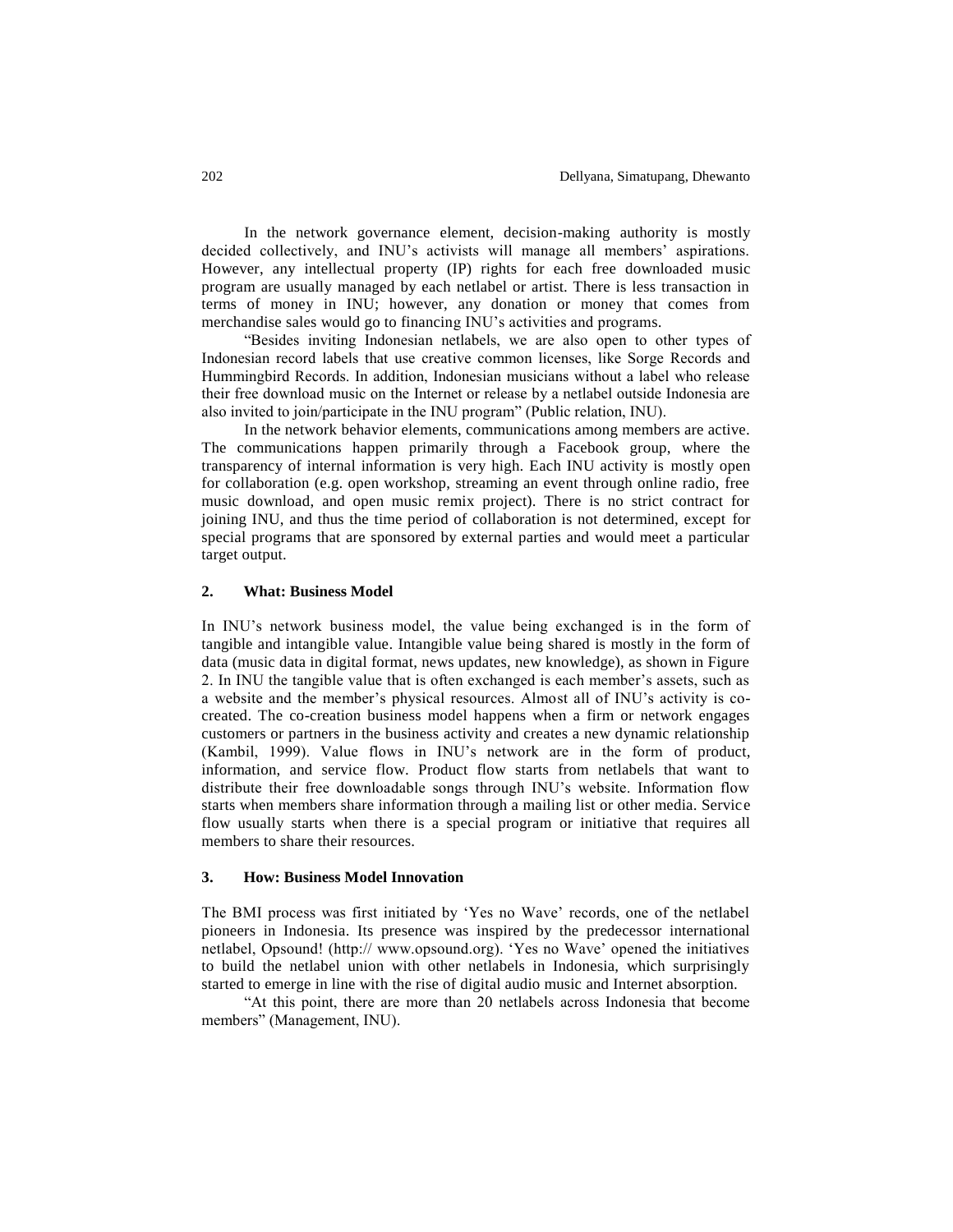In the network governance element, decision-making authority is mostly decided collectively, and INU's activists will manage all members' aspirations. However, any intellectual property (IP) rights for each free downloaded music program are usually managed by each netlabel or artist. There is less transaction in terms of money in INU; however, any donation or money that comes from merchandise sales would go to financing INU's activities and programs.

"Besides inviting Indonesian netlabels, we are also open to other types of Indonesian record labels that use creative common licenses, like Sorge Records and Hummingbird Records. In addition, Indonesian musicians without a label who release their free download music on the Internet or release by a netlabel outside Indonesia are also invited to join/participate in the INU program" (Public relation, INU).

In the network behavior elements, communications among members are active. The communications happen primarily through a Facebook group, where the transparency of internal information is very high. Each INU activity is mostly open for collaboration (e.g. open workshop, streaming an event through online radio, free music download, and open music remix project). There is no strict contract for joining INU, and thus the time period of collaboration is not determined, except for special programs that are sponsored by external parties and would meet a particular target output.

## 2. What: Business Model

In INU's network business model, the value being exchanged is in the form of tangible and intangible value. Intangible value being shared is mostly in the form of data (music data in digital format, news updates, new knowledge), as shown in Figure 2. In INU the tangible value that is often exchanged is each member's assets, such as a website and the member's physical resources. Almost all of INU's activity is co-created. The co-creation business model happens when a firm or network engages customers or partners in the business activity and creates a new dynamic relationship (Kambil, 1999). Value flows in INU's network are in the form of product, information, and service flow. Product flow starts from netlabels that want to distribute their free downloadable songs through INU's website. Information flow starts when members share information through a mailing list or other media. Service flow usually starts when there is a special program or initiative that requires all members to share their resources.

## 3. How: Business Model Innovation

The BMI process was first initiated by 'Yes no Wave' records, one of the netlabel pioneers in Indonesia. Its presence was inspired by the predecessor international netlabel, Opsound! (http:// www.opsound.org). 'Yes no Wave' opened the initiatives to build the netlabel union with other netlabels in Indonesia, which surprisingly started to emerge in line with the rise of digital audio music and Internet absorption.

"At this point, there are more than 20 netlabels across Indonesia that become members" (Management, INU).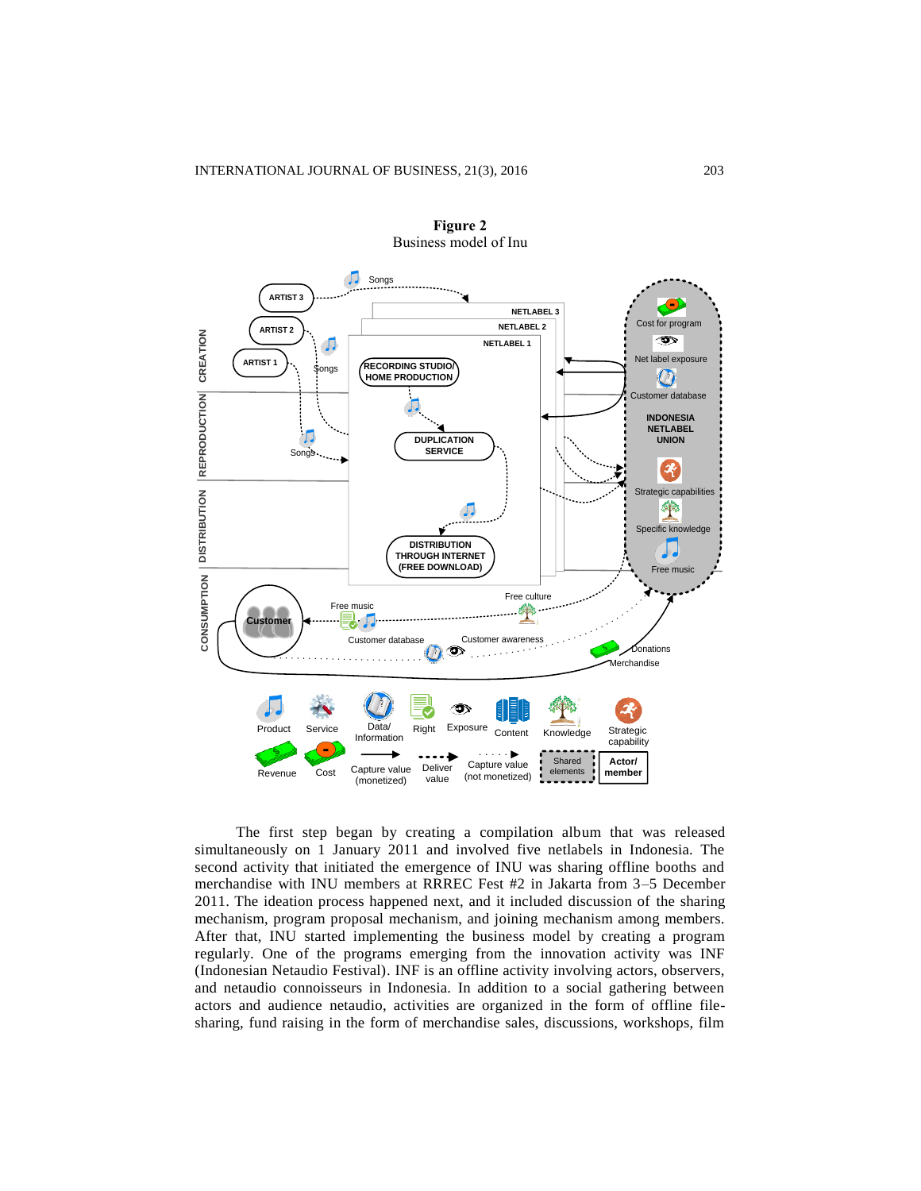**Figure 2**
Business model of Inu

The first step began by creating a compilation album that was released simultaneously on 1 January 2011 and involved five netlabels in Indonesia. The second activity that initiated the emergence of INU was sharing offline booths and merchandise with INU members at RRREC Fest #2 in Jakarta from 3–5 December 2011. The ideation process happened next, and it included discussion of the sharing mechanism, program proposal mechanism, and joining mechanism among members. After that, INU started implementing the business model by creating a program regularly. One of the programs emerging from the innovation activity was INF (Indonesian Netaudio Festival). INF is an offline activity involving actors, observers, and netaudio connoisseurs in Indonesia. In addition to a social gathering between actors and audience netaudio, activities are organized in the form of offline file-sharing, fund raising in the form of merchandise sales, discussions, workshops, film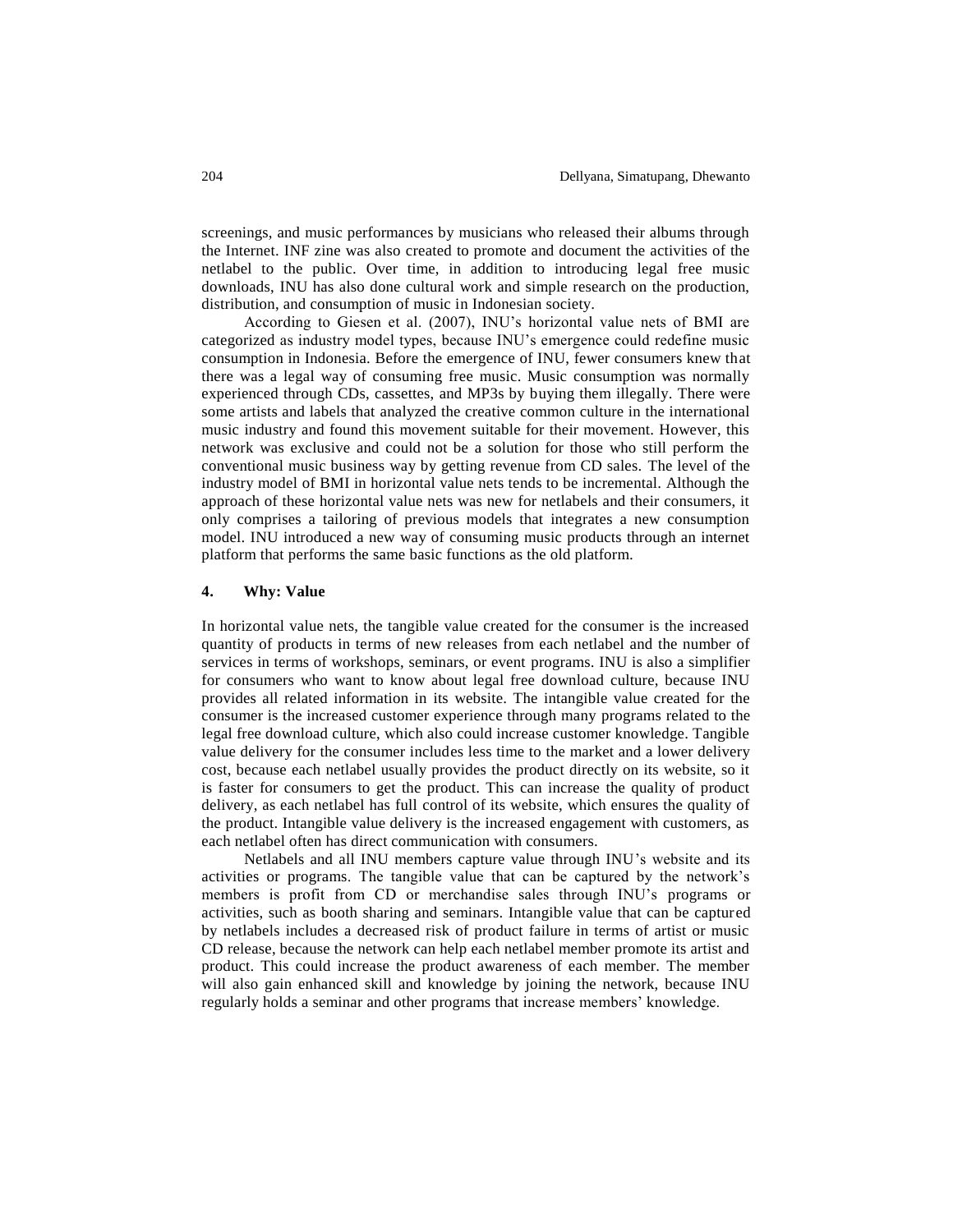screenings, and music performances by musicians who released their albums through the Internet. INF zine was also created to promote and document the activities of the netlabel to the public. Over time, in addition to introducing legal free music downloads, INU has also done cultural work and simple research on the production, distribution, and consumption of music in Indonesian society.

According to Giesen et al. (2007), INU's horizontal value nets of BMI are categorized as industry model types, because INU's emergence could redefine music consumption in Indonesia. Before the emergence of INU, fewer consumers knew that there was a legal way of consuming free music. Music consumption was normally experienced through CDs, cassettes, and MP3s by buying them illegally. There were some artists and labels that analyzed the creative common culture in the international music industry and found this movement suitable for their movement. However, this network was exclusive and could not be a solution for those who still perform the conventional music business way by getting revenue from CD sales. The level of the industry model of BMI in horizontal value nets tends to be incremental. Although the approach of these horizontal value nets was new for netlabels and their consumers, it only comprises a tailoring of previous models that integrates a new consumption model. INU introduced a new way of consuming music products through an internet platform that performs the same basic functions as the old platform.

## 4. Why: Value

In horizontal value nets, the tangible value created for the consumer is the increased quantity of products in terms of new releases from each netlabel and the number of services in terms of workshops, seminars, or event programs. INU is also a simplifier for consumers who want to know about legal free download culture, because INU provides all related information in its website. The intangible value created for the consumer is the increased customer experience through many programs related to the legal free download culture, which also could increase customer knowledge. Tangible value delivery for the consumer includes less time to the market and a lower delivery cost, because each netlabel usually provides the product directly on its website, so it is faster for consumers to get the product. This can increase the quality of product delivery, as each netlabel has full control of its website, which ensures the quality of the product. Intangible value delivery is the increased engagement with customers, as each netlabel often has direct communication with consumers.

Netlabels and all INU members capture value through INU's website and its activities or programs. The tangible value that can be captured by the network's members is profit from CD or merchandise sales through INU's programs or activities, such as booth sharing and seminars. Intangible value that can be captured by netlabels includes a decreased risk of product failure in terms of artist or music CD release, because the network can help each netlabel member promote its artist and product. This could increase the product awareness of each member. The member will also gain enhanced skill and knowledge by joining the network, because INU regularly holds a seminar and other programs that increase members' knowledge.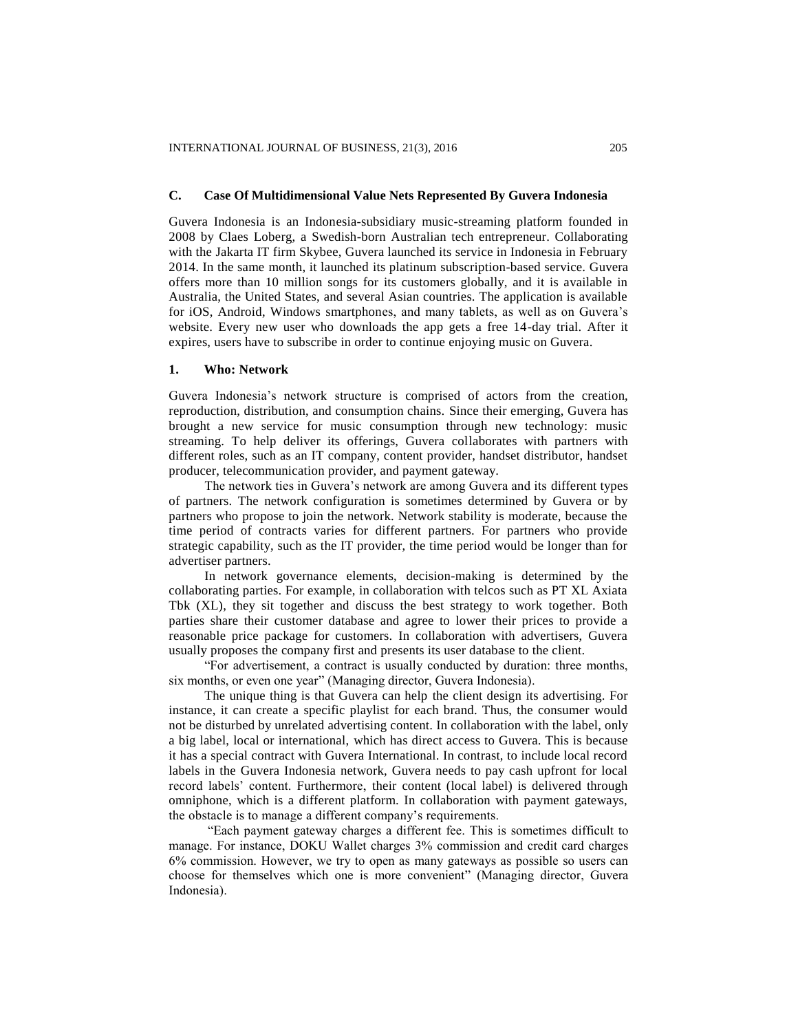### C. Case Of Multidimensional Value Nets Represented By Guvera Indonesia

Guvera Indonesia is an Indonesia-subsidiary music-streaming platform founded in 2008 by Claes Loberg, a Swedish-born Australian tech entrepreneur. Collaborating with the Jakarta IT firm Skybee, Guvera launched its service in Indonesia in February 2014. In the same month, it launched its platinum subscription-based service. Guvera offers more than 10 million songs for its customers globally, and it is available in Australia, the United States, and several Asian countries. The application is available for iOS, Android, Windows smartphones, and many tablets, as well as on Guvera's website. Every new user who downloads the app gets a free 14-day trial. After it expires, users have to subscribe in order to continue enjoying music on Guvera.

#### 1. Who: Network

Guvera Indonesia's network structure is comprised of actors from the creation, reproduction, distribution, and consumption chains. Since their emerging, Guvera has brought a new service for music consumption through new technology: music streaming. To help deliver its offerings, Guvera collaborates with partners with different roles, such as an IT company, content provider, handset distributor, handset producer, telecommunication provider, and payment gateway.

The network ties in Guvera's network are among Guvera and its different types of partners. The network configuration is sometimes determined by Guvera or by partners who propose to join the network. Network stability is moderate, because the time period of contracts varies for different partners. For partners who provide strategic capability, such as the IT provider, the time period would be longer than for advertiser partners.

In network governance elements, decision-making is determined by the collaborating parties. For example, in collaboration with telcos such as PT XL Axiata Tbk (XL), they sit together and discuss the best strategy to work together. Both parties share their customer database and agree to lower their prices to provide a reasonable price package for customers. In collaboration with advertisers, Guvera usually proposes the company first and presents its user database to the client.

"For advertisement, a contract is usually conducted by duration: three months, six months, or even one year" (Managing director, Guvera Indonesia).

The unique thing is that Guvera can help the client design its advertising. For instance, it can create a specific playlist for each brand. Thus, the consumer would not be disturbed by unrelated advertising content. In collaboration with the label, only a big label, local or international, which has direct access to Guvera. This is because it has a special contract with Guvera International. In contrast, to include local record labels in the Guvera Indonesia network, Guvera needs to pay cash upfront for local record labels' content. Furthermore, their content (local label) is delivered through omniphone, which is a different platform. In collaboration with payment gateways, the obstacle is to manage a different company's requirements.

"Each payment gateway charges a different fee. This is sometimes difficult to manage. For instance, DOKU Wallet charges 3% commission and credit card charges 6% commission. However, we try to open as many gateways as possible so users can choose for themselves which one is more convenient" (Managing director, Guvera Indonesia).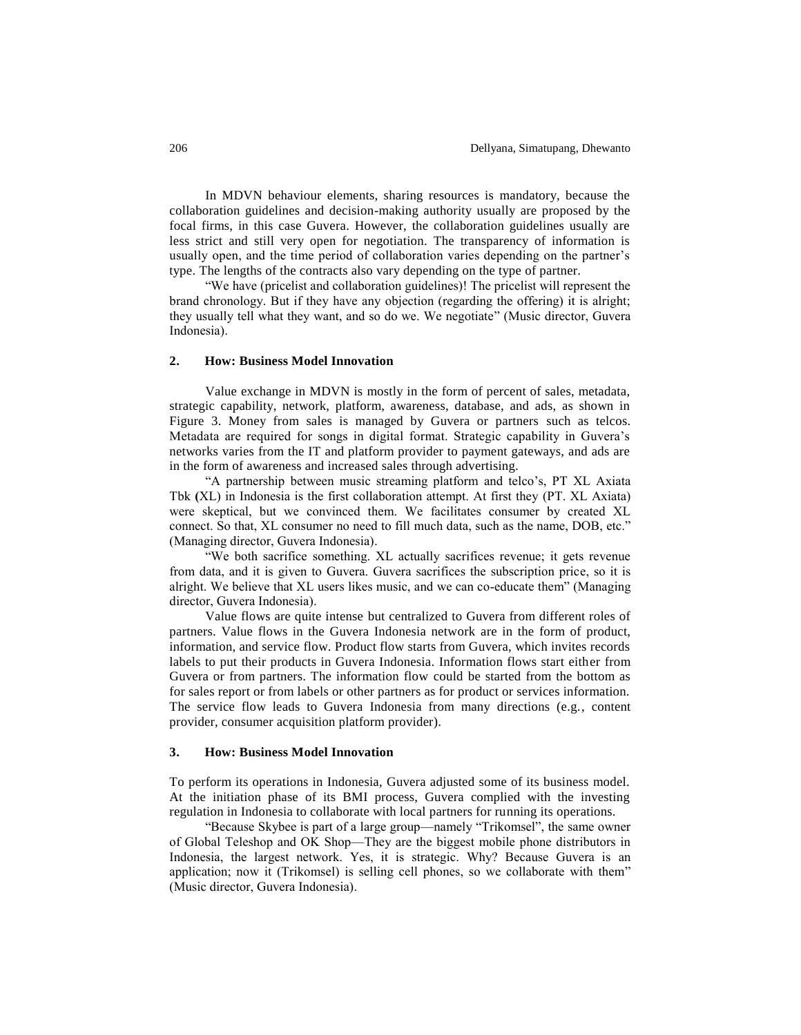In MDVN behaviour elements, sharing resources is mandatory, because the collaboration guidelines and decision-making authority usually are proposed by the focal firms, in this case Guvera. However, the collaboration guidelines usually are less strict and still very open for negotiation. The transparency of information is usually open, and the time period of collaboration varies depending on the partner's type. The lengths of the contracts also vary depending on the type of partner.

"We have (pricelist and collaboration guidelines)! The pricelist will represent the brand chronology. But if they have any objection (regarding the offering) it is alright; they usually tell what they want, and so do we. We negotiate" (Music director, Guvera Indonesia).

## 2. How: Business Model Innovation

Value exchange in MDVN is mostly in the form of percent of sales, metadata, strategic capability, network, platform, awareness, database, and ads, as shown in Figure 3. Money from sales is managed by Guvera or partners such as telcos. Metadata are required for songs in digital format. Strategic capability in Guvera's networks varies from the IT and platform provider to payment gateways, and ads are in the form of awareness and increased sales through advertising.

"A partnership between music streaming platform and telco's, PT XL Axiata Tbk (XL) in Indonesia is the first collaboration attempt. At first they (PT. XL Axiata) were skeptical, but we convinced them. We facilitates consumer by created XL connect. So that, XL consumer no need to fill much data, such as the name, DOB, etc." (Managing director, Guvera Indonesia).

"We both sacrifice something. XL actually sacrifices revenue; it gets revenue from data, and it is given to Guvera. Guvera sacrifices the subscription price, so it is alright. We believe that XL users likes music, and we can co-educate them" (Managing director, Guvera Indonesia).

Value flows are quite intense but centralized to Guvera from different roles of partners. Value flows in the Guvera Indonesia network are in the form of product, information, and service flow. Product flow starts from Guvera, which invites records labels to put their products in Guvera Indonesia. Information flows start either from Guvera or from partners. The information flow could be started from the bottom as for sales report or from labels or other partners as for product or services information. The service flow leads to Guvera Indonesia from many directions (e.g., content provider, consumer acquisition platform provider).

## 3. How: Business Model Innovation

To perform its operations in Indonesia, Guvera adjusted some of its business model. At the initiation phase of its BMI process, Guvera complied with the investing regulation in Indonesia to collaborate with local partners for running its operations.

"Because Skybee is part of a large group—namely "Trikomsel", the same owner of Global Teleshop and OK Shop—They are the biggest mobile phone distributors in Indonesia, the largest network. Yes, it is strategic. Why? Because Guvera is an application; now it (Trikomsel) is selling cell phones, so we collaborate with them" (Music director, Guvera Indonesia).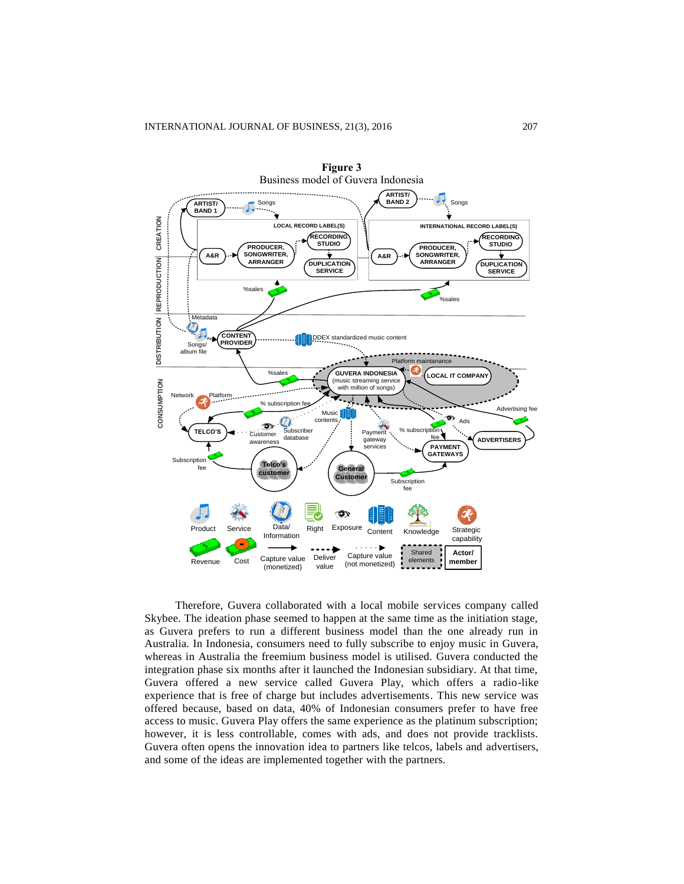**Figure 3**

Business model of Guvera Indonesia

Therefore, Guvera collaborated with a local mobile services company called Skybee. The ideation phase seemed to happen at the same time as the initiation stage, as Guvera prefers to run a different business model than the one already run in Australia. In Indonesia, consumers need to fully subscribe to enjoy music in Guvera, whereas in Australia the freemium business model is utilised. Guvera conducted the integration phase six months after it launched the Indonesian subsidiary. At that time, Guvera offered a new service called Guvera Play, which offers a radio-like experience that is free of charge but includes advertisements. This new service was offered because, based on data, 40% of Indonesian consumers prefer to have free access to music. Guvera Play offers the same experience as the platinum subscription; however, it is less controllable, comes with ads, and does not provide tracklists. Guvera often opens the innovation idea to partners like telcos, labels and advertisers, and some of the ideas are implemented together with the partners.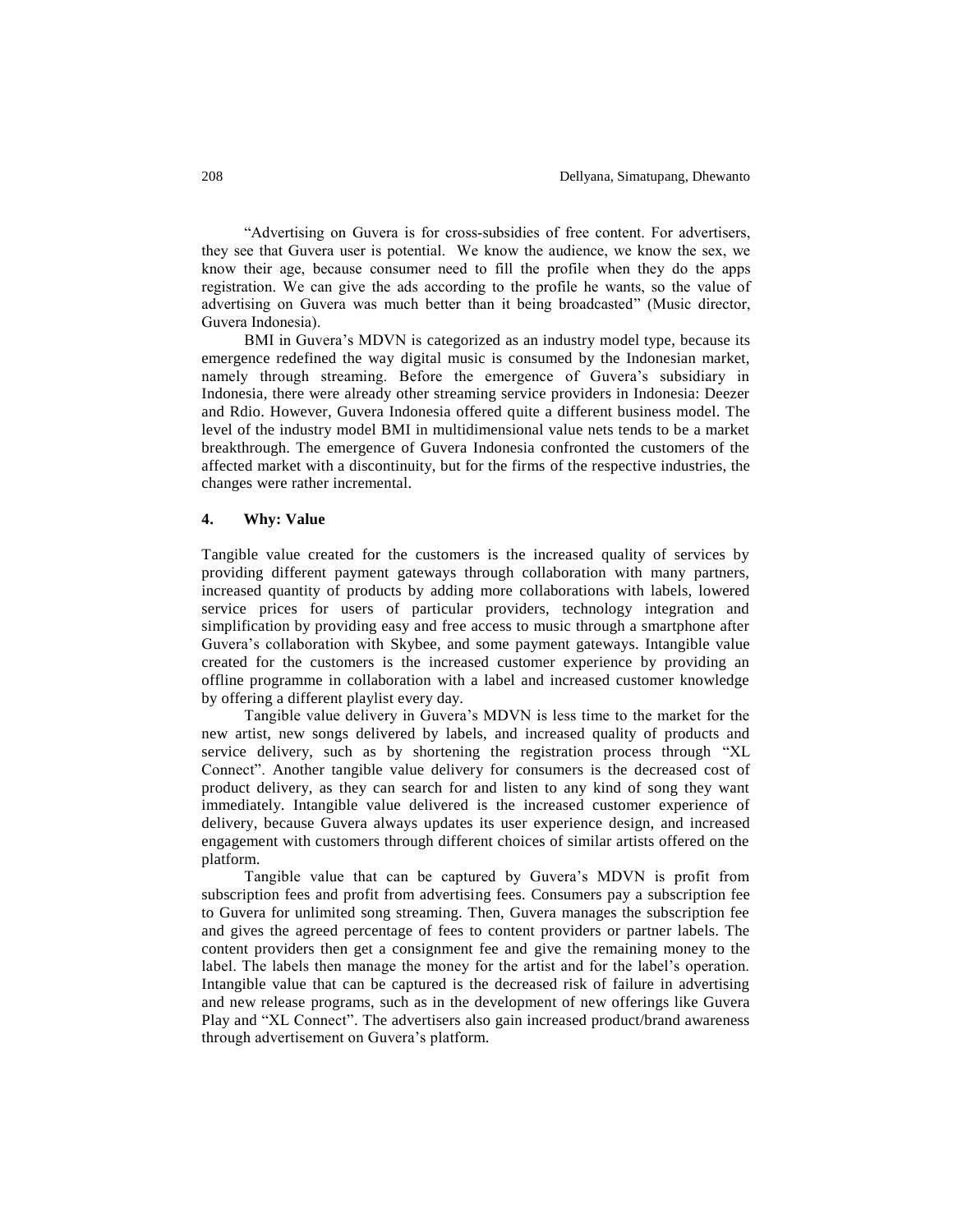"Advertising on Guvera is for cross-subsidies of free content. For advertisers, they see that Guvera user is potential. We know the audience, we know the sex, we know their age, because consumer need to fill the profile when they do the apps registration. We can give the ads according to the profile he wants, so the value of advertising on Guvera was much better than it being broadcasted" (Music director, Guvera Indonesia).

BMI in Guvera's MDVN is categorized as an industry model type, because its emergence redefined the way digital music is consumed by the Indonesian market, namely through streaming. Before the emergence of Guvera's subsidiary in Indonesia, there were already other streaming service providers in Indonesia: Deezer and Rdio. However, Guvera Indonesia offered quite a different business model. The level of the industry model BMI in multidimensional value nets tends to be a market breakthrough. The emergence of Guvera Indonesia confronted the customers of the affected market with a discontinuity, but for the firms of the respective industries, the changes were rather incremental.

## 4. Why: Value

Tangible value created for the customers is the increased quality of services by providing different payment gateways through collaboration with many partners, increased quantity of products by adding more collaborations with labels, lowered service prices for users of particular providers, technology integration and simplification by providing easy and free access to music through a smartphone after Guvera's collaboration with Skybee, and some payment gateways. Intangible value created for the customers is the increased customer experience by providing an offline programme in collaboration with a label and increased customer knowledge by offering a different playlist every day.

Tangible value delivery in Guvera's MDVN is less time to the market for the new artist, new songs delivered by labels, and increased quality of products and service delivery, such as by shortening the registration process through "XL Connect". Another tangible value delivery for consumers is the decreased cost of product delivery, as they can search for and listen to any kind of song they want immediately. Intangible value delivered is the increased customer experience of delivery, because Guvera always updates its user experience design, and increased engagement with customers through different choices of similar artists offered on the platform.

Tangible value that can be captured by Guvera's MDVN is profit from subscription fees and profit from advertising fees. Consumers pay a subscription fee to Guvera for unlimited song streaming. Then, Guvera manages the subscription fee and gives the agreed percentage of fees to content providers or partner labels. The content providers then get a consignment fee and give the remaining money to the label. The labels then manage the money for the artist and for the label's operation. Intangible value that can be captured is the decreased risk of failure in advertising and new release programs, such as in the development of new offerings like Guvera Play and "XL Connect". The advertisers also gain increased product/brand awareness through advertisement on Guvera's platform.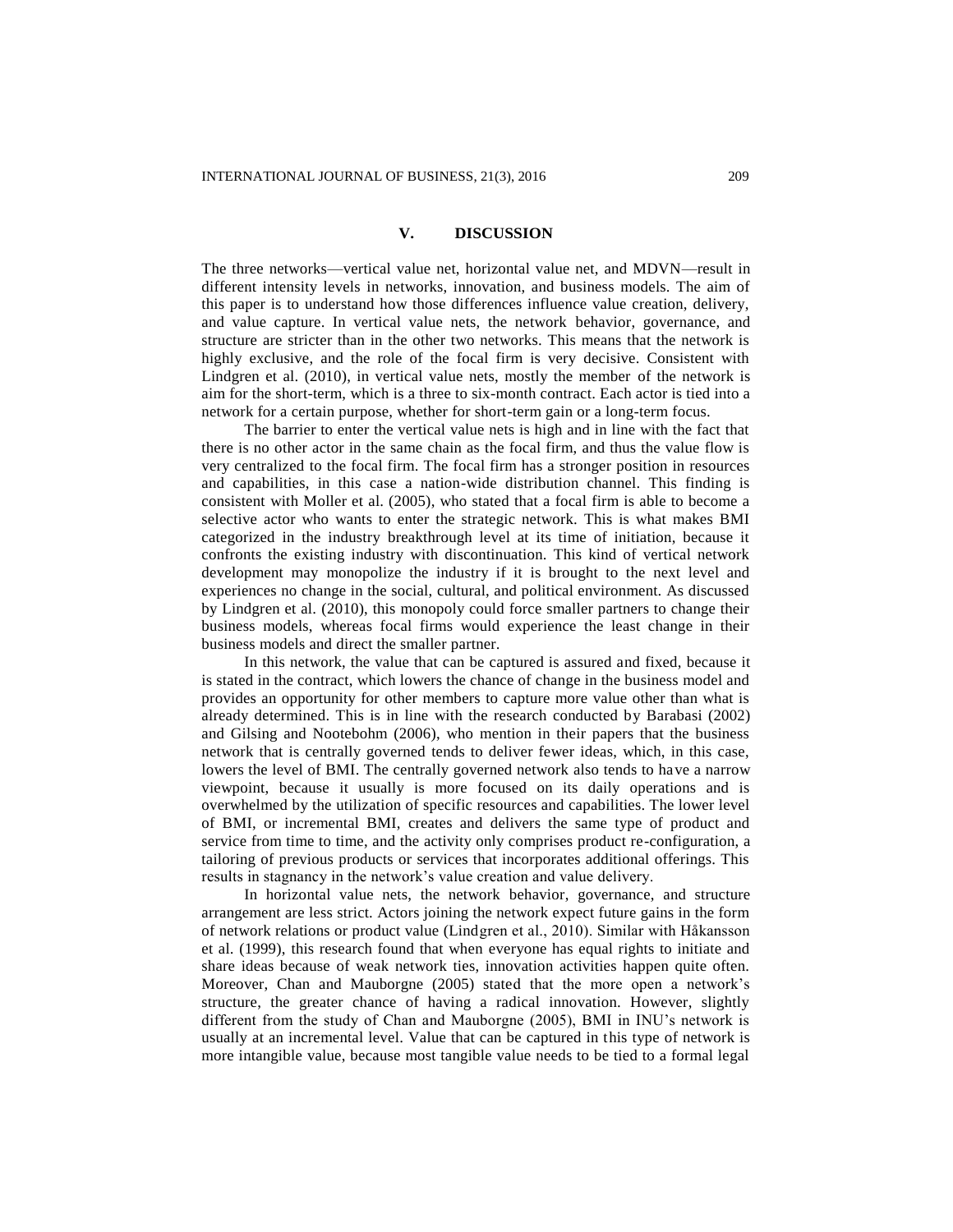## V. DISCUSSION

The three networks—vertical value net, horizontal value net, and MDVN—result in different intensity levels in networks, innovation, and business models. The aim of this paper is to understand how those differences influence value creation, delivery, and value capture. In vertical value nets, the network behavior, governance, and structure are stricter than in the other two networks. This means that the network is highly exclusive, and the role of the focal firm is very decisive. Consistent with Lindgren et al. (2010), in vertical value nets, mostly the member of the network is aim for the short-term, which is a three to six-month contract. Each actor is tied into a network for a certain purpose, whether for short-term gain or a long-term focus.

The barrier to enter the vertical value nets is high and in line with the fact that there is no other actor in the same chain as the focal firm, and thus the value flow is very centralized to the focal firm. The focal firm has a stronger position in resources and capabilities, in this case a nation-wide distribution channel. This finding is consistent with Moller et al. (2005), who stated that a focal firm is able to become a selective actor who wants to enter the strategic network. This is what makes BMI categorized in the industry breakthrough level at its time of initiation, because it confronts the existing industry with discontinuation. This kind of vertical network development may monopolize the industry if it is brought to the next level and experiences no change in the social, cultural, and political environment. As discussed by Lindgren et al. (2010), this monopoly could force smaller partners to change their business models, whereas focal firms would experience the least change in their business models and direct the smaller partner.

In this network, the value that can be captured is assured and fixed, because it is stated in the contract, which lowers the chance of change in the business model and provides an opportunity for other members to capture more value other than what is already determined. This is in line with the research conducted by Barabasi (2002) and Gilsing and Nootebohm (2006), who mention in their papers that the business network that is centrally governed tends to deliver fewer ideas, which, in this case, lowers the level of BMI. The centrally governed network also tends to have a narrow viewpoint, because it usually is more focused on its daily operations and is overwhelmed by the utilization of specific resources and capabilities. The lower level of BMI, or incremental BMI, creates and delivers the same type of product and service from time to time, and the activity only comprises product re-configuration, a tailoring of previous products or services that incorporates additional offerings. This results in stagnancy in the network's value creation and value delivery.

In horizontal value nets, the network behavior, governance, and structure arrangement are less strict. Actors joining the network expect future gains in the form of network relations or product value (Lindgren et al., 2010). Similar with Håkansson et al. (1999), this research found that when everyone has equal rights to initiate and share ideas because of weak network ties, innovation activities happen quite often. Moreover, Chan and Mauborgne (2005) stated that the more open a network's structure, the greater chance of having a radical innovation. However, slightly different from the study of Chan and Mauborgne (2005), BMI in INU's network is usually at an incremental level. Value that can be captured in this type of network is more intangible value, because most tangible value needs to be tied to a formal legal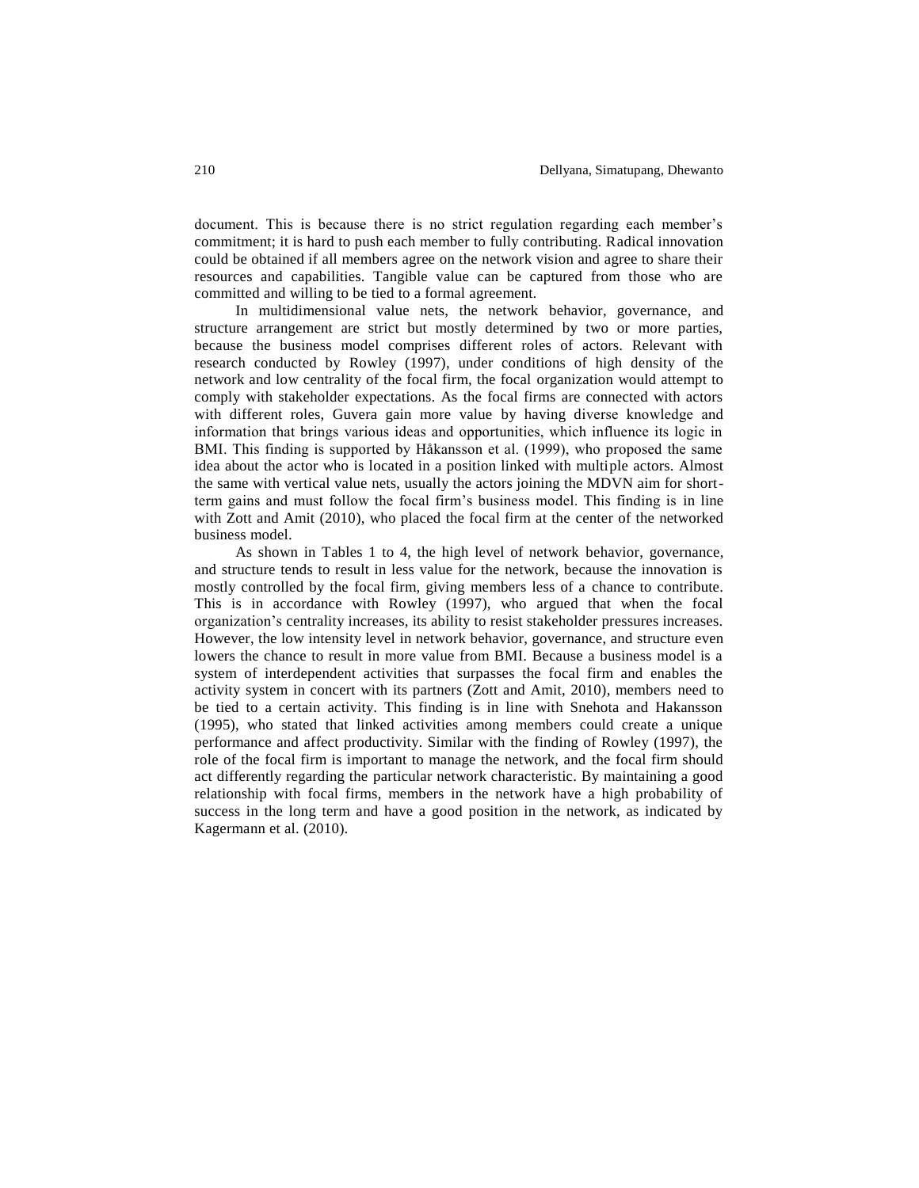document. This is because there is no strict regulation regarding each member's commitment; it is hard to push each member to fully contributing. Radical innovation could be obtained if all members agree on the network vision and agree to share their resources and capabilities. Tangible value can be captured from those who are committed and willing to be tied to a formal agreement.

In multidimensional value nets, the network behavior, governance, and structure arrangement are strict but mostly determined by two or more parties, because the business model comprises different roles of actors. Relevant with research conducted by Rowley (1997), under conditions of high density of the network and low centrality of the focal firm, the focal organization would attempt to comply with stakeholder expectations. As the focal firms are connected with actors with different roles, Guvera gain more value by having diverse knowledge and information that brings various ideas and opportunities, which influence its logic in BMI. This finding is supported by Håkansson et al. (1999), who proposed the same idea about the actor who is located in a position linked with multiple actors. Almost the same with vertical value nets, usually the actors joining the MDVN aim for short-term gains and must follow the focal firm's business model. This finding is in line with Zott and Amit (2010), who placed the focal firm at the center of the networked business model.

As shown in Tables 1 to 4, the high level of network behavior, governance, and structure tends to result in less value for the network, because the innovation is mostly controlled by the focal firm, giving members less of a chance to contribute. This is in accordance with Rowley (1997), who argued that when the focal organization's centrality increases, its ability to resist stakeholder pressures increases. However, the low intensity level in network behavior, governance, and structure even lowers the chance to result in more value from BMI. Because a business model is a system of interdependent activities that surpasses the focal firm and enables the activity system in concert with its partners (Zott and Amit, 2010), members need to be tied to a certain activity. This finding is in line with Snehota and Hakansson (1995), who stated that linked activities among members could create a unique performance and affect productivity. Similar with the finding of Rowley (1997), the role of the focal firm is important to manage the network, and the focal firm should act differently regarding the particular network characteristic. By maintaining a good relationship with focal firms, members in the network have a high probability of success in the long term and have a good position in the network, as indicated by Kagermann et al. (2010).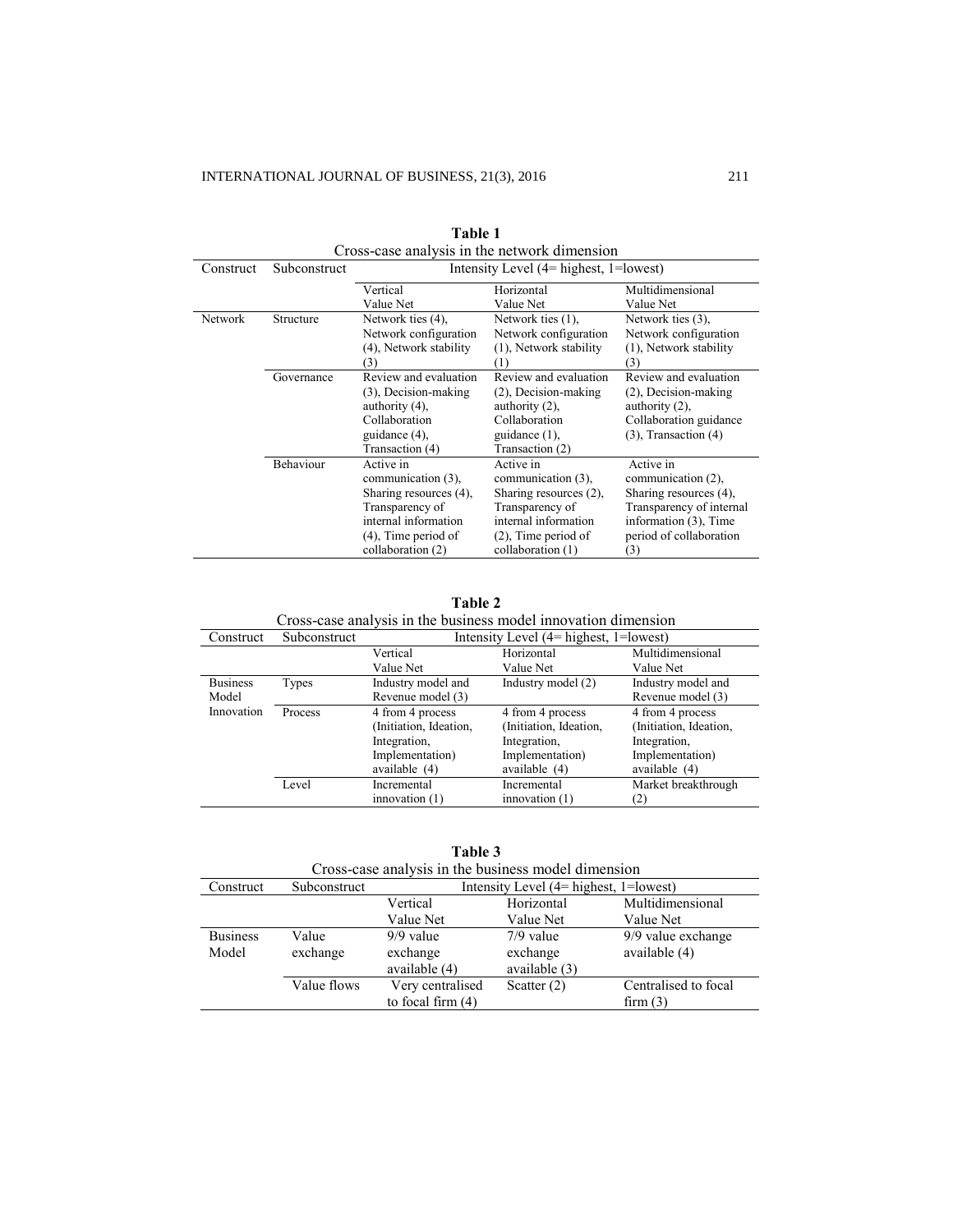**Table 1**
Cross-case analysis in the network dimension

| Construct | Subconstruct | Intensity Level (4= highest, 1=lowest) | | |
|---|---|---|---|---|
| | | Vertical Value Net | Horizontal Value Net | Multidimensional Value Net |
| Network | Structure | Network ties (4), Network configuration (4), Network stability (3) | Network ties (1), Network configuration (1), Network stability (1) | Network ties (3), Network configuration (1), Network stability (3) |
| | Governance | Review and evaluation (3), Decision-making authority (4), Collaboration guidance (4), Transaction (4) | Review and evaluation (2), Decision-making authority (2), Collaboration guidance (1), Transaction (2) | Review and evaluation (2), Decision-making authority (2), Collaboration guidance (3), Transaction (4) |
| | Behaviour | Active in communication (3), Sharing resources (4), Transparency of internal information (4), Time period of collaboration (2) | Active in communication (3), Sharing resources (2), Transparency of internal information (2), Time period of collaboration (1) | Active in communication (2), Sharing resources (4), Transparency of internal information (3), Time period of collaboration (3) |

**Table 2**
Cross-case analysis in the business model innovation dimension

| Construct | Subconstruct | Intensity Level (4= highest, 1=lowest) | | |
|---|---|---|---|---|
| | | Vertical Value Net | Horizontal Value Net | Multidimensional Value Net |
| Business Model Innovation | Types | Industry model and Revenue model (3) | Industry model (2) | Industry model and Revenue model (3) |
| | Process | 4 from 4 process (Initiation, Ideation, Integration, Implementation) available (4) | 4 from 4 process (Initiation, Ideation, Integration, Implementation) available (4) | 4 from 4 process (Initiation, Ideation, Integration, Implementation) available (4) |
| | Level | Incremental innovation (1) | Incremental innovation (1) | Market breakthrough (2) |

**Table 3**
Cross-case analysis in the business model dimension

| Construct | Subconstruct | Intensity Level (4= highest, 1=lowest) | | |
|---|---|---|---|---|
| | | Vertical Value Net | Horizontal Value Net | Multidimensional Value Net |
| Business Model | Value exchange | 9/9 value exchange available (4) | 7/9 value exchange available (3) | 9/9 value exchange available (4) |
| | Value flows | Very centralised to focal firm (4) | Scatter (2) | Centralised to focal firm (3) |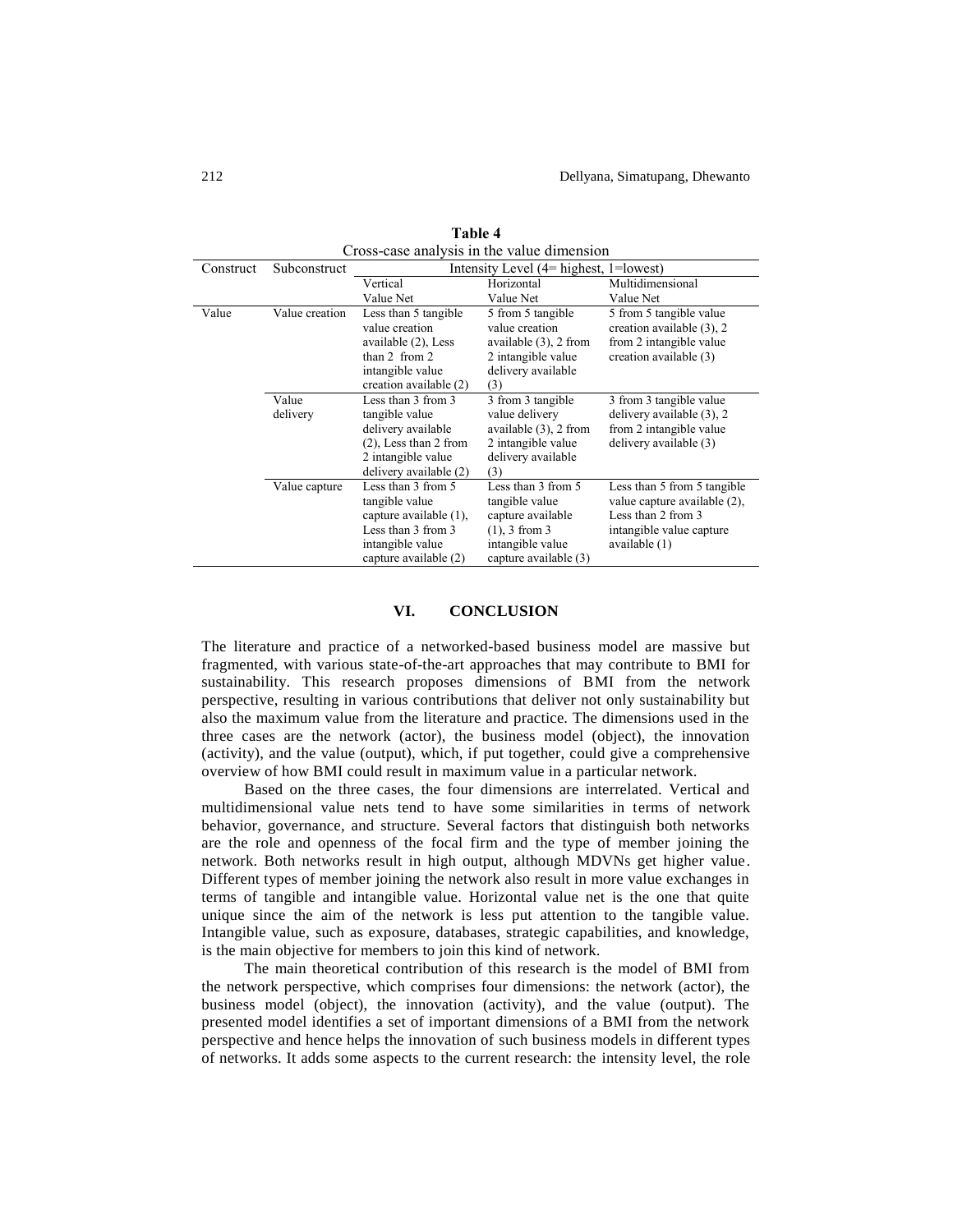**Table 4**
Cross-case analysis in the value dimension

| Construct | Subconstruct | Intensity Level (4= highest, 1=lowest) | | |
|---|---|---|---|---|
| | | Vertical Value Net | Horizontal Value Net | Multidimensional Value Net |
| Value | Value creation | Less than 5 tangible value creation available (2), Less than 2 from 2 intangible value creation available (2) | 5 from 5 tangible value creation available (3), 2 from 2 intangible value delivery available (3) | 5 from 5 tangible value creation available (3), 2 from 2 intangible value creation available (3) |
| | Value delivery | Less than 3 from 3 tangible value delivery available (2), Less than 2 from 2 intangible value delivery available (2) | 3 from 3 tangible value delivery available (3), 2 from 2 intangible value delivery available (3) | 3 from 3 tangible value delivery available (3), 2 from 2 intangible value delivery available (3) |
| | Value capture | Less than 3 from 5 tangible value capture available (1), Less than 3 from 3 intangible value capture available (2) | Less than 3 from 5 tangible value capture available (1), 3 from 3 intangible value capture available (3) | Less than 5 from 5 tangible value capture available (2), Less than 2 from 3 intangible value capture available (1) |

## VI. CONCLUSION

The literature and practice of a networked-based business model are massive but fragmented, with various state-of-the-art approaches that may contribute to BMI for sustainability. This research proposes dimensions of BMI from the network perspective, resulting in various contributions that deliver not only sustainability but also the maximum value from the literature and practice. The dimensions used in the three cases are the network (actor), the business model (object), the innovation (activity), and the value (output), which, if put together, could give a comprehensive overview of how BMI could result in maximum value in a particular network.

Based on the three cases, the four dimensions are interrelated. Vertical and multidimensional value nets tend to have some similarities in terms of network behavior, governance, and structure. Several factors that distinguish both networks are the role and openness of the focal firm and the type of member joining the network. Both networks result in high output, although MDVNs get higher value. Different types of member joining the network also result in more value exchanges in terms of tangible and intangible value. Horizontal value net is the one that quite unique since the aim of the network is less put attention to the tangible value. Intangible value, such as exposure, databases, strategic capabilities, and knowledge, is the main objective for members to join this kind of network.

The main theoretical contribution of this research is the model of BMI from the network perspective, which comprises four dimensions: the network (actor), the business model (object), the innovation (activity), and the value (output). The presented model identifies a set of important dimensions of a BMI from the network perspective and hence helps the innovation of such business models in different types of networks. It adds some aspects to the current research: the intensity level, the role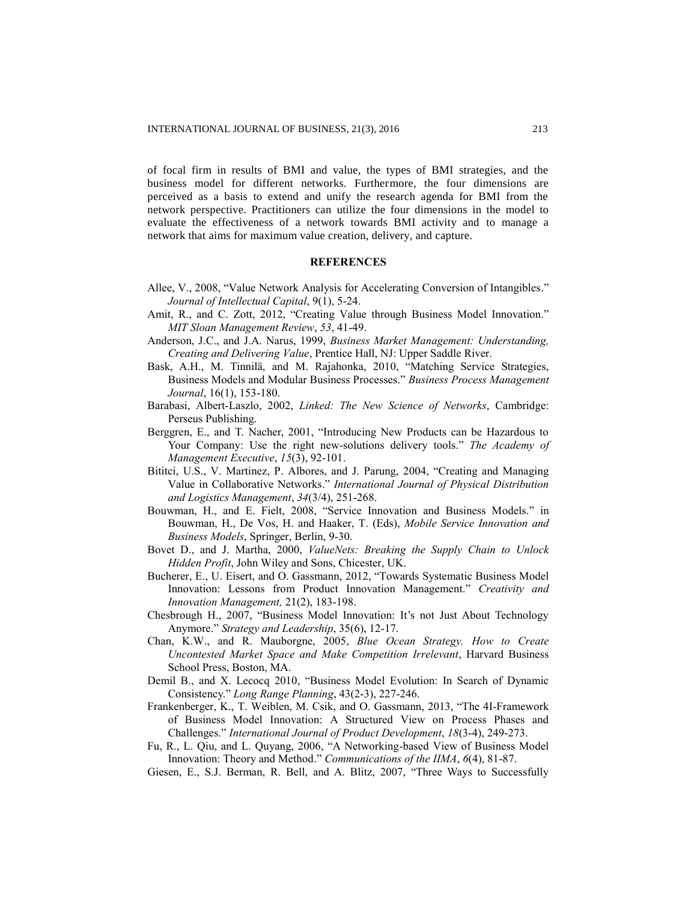of focal firm in results of BMI and value, the types of BMI strategies, and the business model for different networks. Furthermore, the four dimensions are perceived as a basis to extend and unify the research agenda for BMI from the network perspective. Practitioners can utilize the four dimensions in the model to evaluate the effectiveness of a network towards BMI activity and to manage a network that aims for maximum value creation, delivery, and capture.

## REFERENCES

Allee, V., 2008, "Value Network Analysis for Accelerating Conversion of Intangibles." *Journal of Intellectual Capital*, 9(1), 5-24.

Amit, R., and C. Zott, 2012, "Creating Value through Business Model Innovation." *MIT Sloan Management Review*, *53*, 41-49.

Anderson, J.C., and J.A. Narus, 1999, *Business Market Management: Understanding, Creating and Delivering Value*, Prentice Hall, NJ: Upper Saddle River.

Bask, A.H., M. Tinnilä, and M. Rajahonka, 2010, "Matching Service Strategies, Business Models and Modular Business Processes." *Business Process Management Journal*, 16(1), 153-180.

Barabasi, Albert-Laszlo, 2002, *Linked: The New Science of Networks*, Cambridge: Perseus Publishing.

Berggren, E., and T. Nacher, 2001, "Introducing New Products can be Hazardous to Your Company: Use the right new-solutions delivery tools." *The Academy of Management Executive*, *15*(3), 92-101.

Bititci, U.S., V. Martinez, P. Albores, and J. Parung, 2004, "Creating and Managing Value in Collaborative Networks." *International Journal of Physical Distribution and Logistics Management*, *34*(3/4), 251-268.

Bouwman, H., and E. Fielt, 2008, "Service Innovation and Business Models." in Bouwman, H., De Vos, H. and Haaker, T. (Eds), *Mobile Service Innovation and Business Models*, Springer, Berlin, 9-30.

Bovet D., and J. Martha, 2000, *ValueNets: Breaking the Supply Chain to Unlock Hidden Profit*, John Wiley and Sons, Chicester, UK.

Bucherer, E., U. Eisert, and O. Gassmann, 2012, "Towards Systematic Business Model Innovation: Lessons from Product Innovation Management." *Creativity and Innovation Management,* 21(2), 183-198.

Chesbrough H., 2007, "Business Model Innovation: It's not Just About Technology Anymore." *Strategy and Leadership*, 35(6), 12-17.

Chan, K.W., and R. Mauborgne, 2005, *Blue Ocean Strategy. How to Create Uncontested Market Space and Make Competition Irrelevant*, Harvard Business School Press, Boston, MA.

Demil B., and X. Lecocq 2010, "Business Model Evolution: In Search of Dynamic Consistency." *Long Range Planning*, 43(2-3), 227-246.

Frankenberger, K., T. Weiblen, M. Csik, and O. Gassmann, 2013, "The 4I-Framework of Business Model Innovation: A Structured View on Process Phases and Challenges." *International Journal of Product Development*, *18*(3-4), 249-273.

Fu, R., L. Qiu, and L. Quyang, 2006, "A Networking-based View of Business Model Innovation: Theory and Method." *Communications of the IIMA*, *6*(4), 81-87.

Giesen, E., S.J. Berman, R. Bell, and A. Blitz, 2007, "Three Ways to Successfully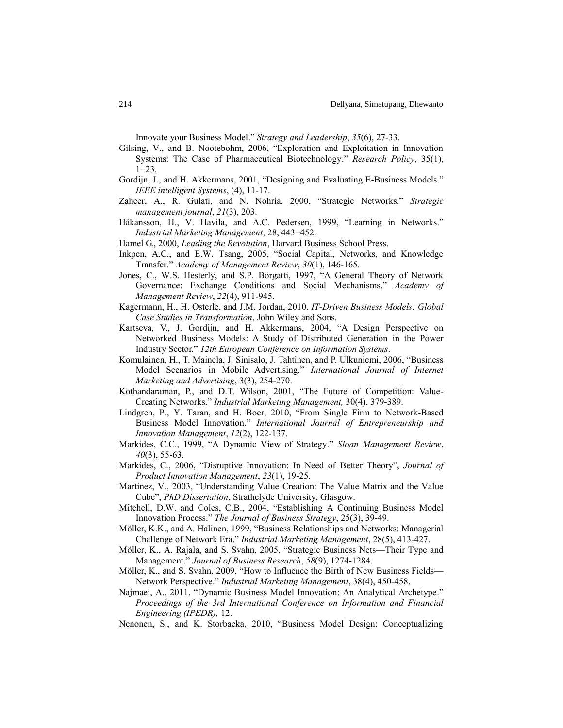Innovate your Business Model." *Strategy and Leadership*, *35*(6), 27-33.

Gilsing, V., and B. Nootebohm, 2006, "Exploration and Exploitation in Innovation Systems: The Case of Pharmaceutical Biotechnology." *Research Policy*, 35(1), 1−23.

Gordijn, J., and H. Akkermans, 2001, "Designing and Evaluating E-Business Models." *IEEE intelligent Systems*, (4), 11-17.

Zaheer, A., R. Gulati, and N. Nohria, 2000, "Strategic Networks." *Strategic management journal*, *21*(3), 203.

Håkansson, H., V. Havila, and A.C. Pedersen, 1999, "Learning in Networks." *Industrial Marketing Management*, 28, 443−452.

Hamel G., 2000, *Leading the Revolution*, Harvard Business School Press.

Inkpen, A.C., and E.W. Tsang, 2005, "Social Capital, Networks, and Knowledge Transfer." *Academy of Management Review*, *30*(1), 146-165.

Jones, C., W.S. Hesterly, and S.P. Borgatti, 1997, "A General Theory of Network Governance: Exchange Conditions and Social Mechanisms." *Academy of Management Review*, *22*(4), 911-945.

Kagermann, H., H. Osterle, and J.M. Jordan, 2010, *IT-Driven Business Models: Global Case Studies in Transformation*. John Wiley and Sons.

Kartseva, V., J. Gordijn, and H. Akkermans, 2004, "A Design Perspective on Networked Business Models: A Study of Distributed Generation in the Power Industry Sector." *12th European Conference on Information Systems*.

Komulainen, H., T. Mainela, J. Sinisalo, J. Tahtinen, and P. Ulkuniemi, 2006, "Business Model Scenarios in Mobile Advertising." *International Journal of Internet Marketing and Advertising*, 3(3), 254-270.

Kothandaraman, P., and D.T. Wilson, 2001, "The Future of Competition: Value-Creating Networks." *Industrial Marketing Management,* 30(4), 379-389.

Lindgren, P., Y. Taran, and H. Boer, 2010, "From Single Firm to Network-Based Business Model Innovation." *International Journal of Entrepreneurship and Innovation Management*, *12*(2), 122-137.

Markides, C.C., 1999, "A Dynamic View of Strategy." *Sloan Management Review*, *40*(3), 55-63.

Markides, C., 2006, "Disruptive Innovation: In Need of Better Theory", *Journal of Product Innovation Management*, *23*(1), 19-25.

Martinez, V., 2003, "Understanding Value Creation: The Value Matrix and the Value Cube", *PhD Dissertation*, Strathclyde University, Glasgow.

Mitchell, D.W. and Coles, C.B., 2004, "Establishing A Continuing Business Model Innovation Process." *The Journal of Business Strategy*, 25(3), 39-49.

Möller, K.K., and A. Halinen, 1999, "Business Relationships and Networks: Managerial Challenge of Network Era." *Industrial Marketing Management*, 28(5), 413-427.

Möller, K., A. Rajala, and S. Svahn, 2005, "Strategic Business Nets—Their Type and Management." *Journal of Business Research*, *58*(9), 1274-1284.

Möller, K., and S. Svahn, 2009, "How to Influence the Birth of New Business Fields—Network Perspective." *Industrial Marketing Management*, 38(4), 450-458.

Najmaei, A., 2011, "Dynamic Business Model Innovation: An Analytical Archetype." *Proceedings of the 3rd International Conference on Information and Financial Engineering (IPEDR),* 12.

Nenonen, S., and K. Storbacka, 2010, "Business Model Design: Conceptualizing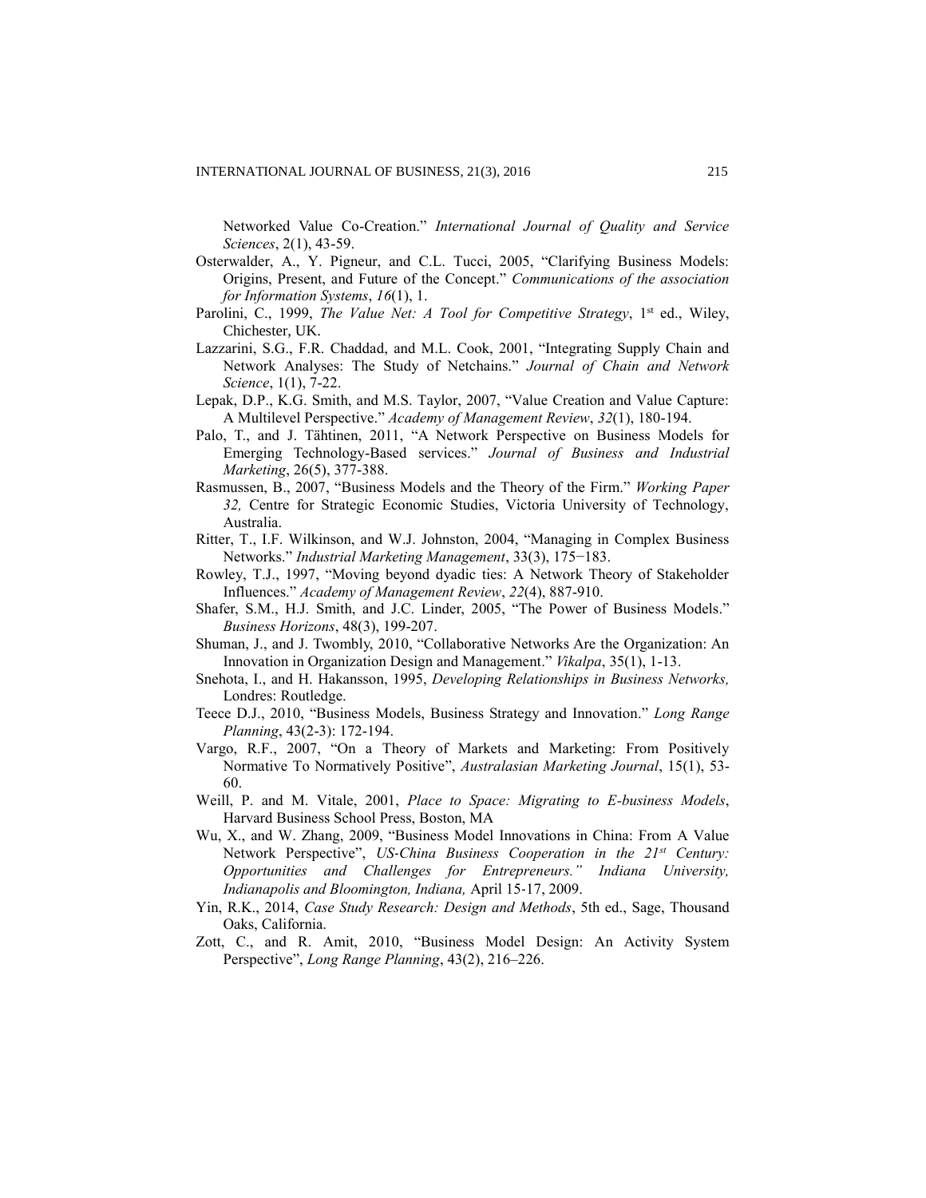Networked Value Co-Creation." *International Journal of Quality and Service Sciences*, 2(1), 43-59.

Osterwalder, A., Y. Pigneur, and C.L. Tucci, 2005, "Clarifying Business Models: Origins, Present, and Future of the Concept." *Communications of the association for Information Systems*, *16*(1), 1.

Parolini, C., 1999, *The Value Net: A Tool for Competitive Strategy*, 1st ed., Wiley, Chichester, UK.

Lazzarini, S.G., F.R. Chaddad, and M.L. Cook, 2001, "Integrating Supply Chain and Network Analyses: The Study of Netchains." *Journal of Chain and Network Science*, 1(1), 7-22.

Lepak, D.P., K.G. Smith, and M.S. Taylor, 2007, "Value Creation and Value Capture: A Multilevel Perspective." *Academy of Management Review*, *32*(1), 180-194.

Palo, T., and J. Tähtinen, 2011, "A Network Perspective on Business Models for Emerging Technology-Based services." *Journal of Business and Industrial Marketing*, 26(5), 377-388.

Rasmussen, B., 2007, "Business Models and the Theory of the Firm." *Working Paper 32,* Centre for Strategic Economic Studies, Victoria University of Technology, Australia.

Ritter, T., I.F. Wilkinson, and W.J. Johnston, 2004, "Managing in Complex Business Networks." *Industrial Marketing Management*, 33(3), 175−183.

Rowley, T.J., 1997, "Moving beyond dyadic ties: A Network Theory of Stakeholder Influences." *Academy of Management Review*, *22*(4), 887-910.

Shafer, S.M., H.J. Smith, and J.C. Linder, 2005, "The Power of Business Models." *Business Horizons*, 48(3), 199-207.

Shuman, J., and J. Twombly, 2010, "Collaborative Networks Are the Organization: An Innovation in Organization Design and Management." *Vikalpa*, 35(1), 1-13.

Snehota, I., and H. Hakansson, 1995, *Developing Relationships in Business Networks,* Londres: Routledge.

Teece D.J., 2010, "Business Models, Business Strategy and Innovation." *Long Range Planning*, 43(2-3): 172-194.

Vargo, R.F., 2007, "On a Theory of Markets and Marketing: From Positively Normative To Normatively Positive", *Australasian Marketing Journal*, 15(1), 53-60.

Weill, P. and M. Vitale, 2001, *Place to Space: Migrating to E-business Models*, Harvard Business School Press, Boston, MA

Wu, X., and W. Zhang, 2009, "Business Model Innovations in China: From A Value Network Perspective", *US-China Business Cooperation in the 21st Century: Opportunities and Challenges for Entrepreneurs." Indiana University, Indianapolis and Bloomington, Indiana,* April 15-17, 2009.

Yin, R.K., 2014, *Case Study Research: Design and Methods*, 5th ed., Sage, Thousand Oaks, California.

Zott, C., and R. Amit, 2010, "Business Model Design: An Activity System Perspective", *Long Range Planning*, 43(2), 216–226.